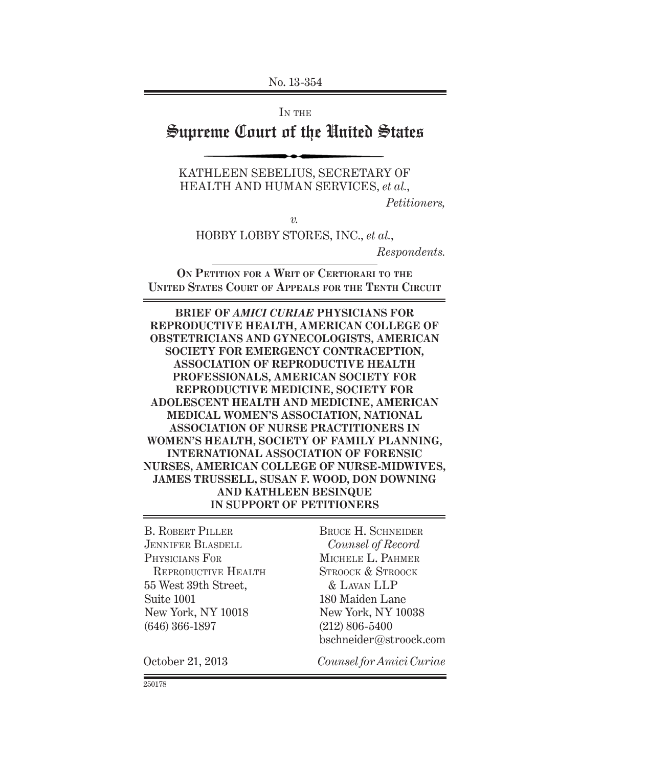No. 13-354

IN THE

# Supreme Court of the United States

KATHLEEN SEBELIUS, SECRETARY OF HEALTH AND HUMAN SERVICES, *et al.*,

*Petitioners,*

*v.*

HOBBY LOBBY STORES, INC., *et al.*,

*Respondents.*

**ON PETITION FOR A WRIT OF CERTIORARI TO THE UNITED STATES COURT OF APPEALS FOR THE TENTH CIRCUIT**

**BRIEF OF *AMICI CURIAE* PHYSICIANS FOR REPRODUCTIVE HEALTH, AMERICAN COLLEGE OF OBSTETRICIANS AND GYNECOLOGISTS, AMERICAN SOCIETY FOR EMERGENCY CONTRACEPTION, ASSOCIATION OF REPRODUCTIVE HEALTH PROFESSIONALS, AMERICAN SOCIETY FOR REPRODUCTIVE MEDICINE, SOCIETY FOR ADOLESCENT HEALTH AND MEDICINE, AMERICAN MEDICAL WOMEN'S ASSOCIATION, NATIONAL ASSOCIATION OF NURSE PRACTITIONERS IN WOMEN'S HEALTH, SOCIETY OF FAMILY PLANNING, INTERNATIONAL ASSOCIATION OF FORENSIC NURSES, AMERICAN COLLEGE OF NURSE-MIDWIVES, JAMES TRUSSELL, SUSAN F. WOOD, DON DOWNING AND KATHLEEN BESINQUE IN SUPPORT OF PETITIONERS**

B. ROBERT PILLER
JENNIFER BLASDELL
PHYSICIANS FOR REPRODUCTIVE HEALTH
55 West 39th Street,
Suite 1001
New York, NY 10018
(646) 366-1897

BRUCE H. SCHNEIDER
*Counsel of Record*
MICHELE L. PAHMER
STROOCK & STROOCK & LAVAN LLP
180 Maiden Lane
New York, NY 10038
(212) 806-5400
bschneider@stroock.com

*Counsel for Amici Curiae*

October 21, 2013

250178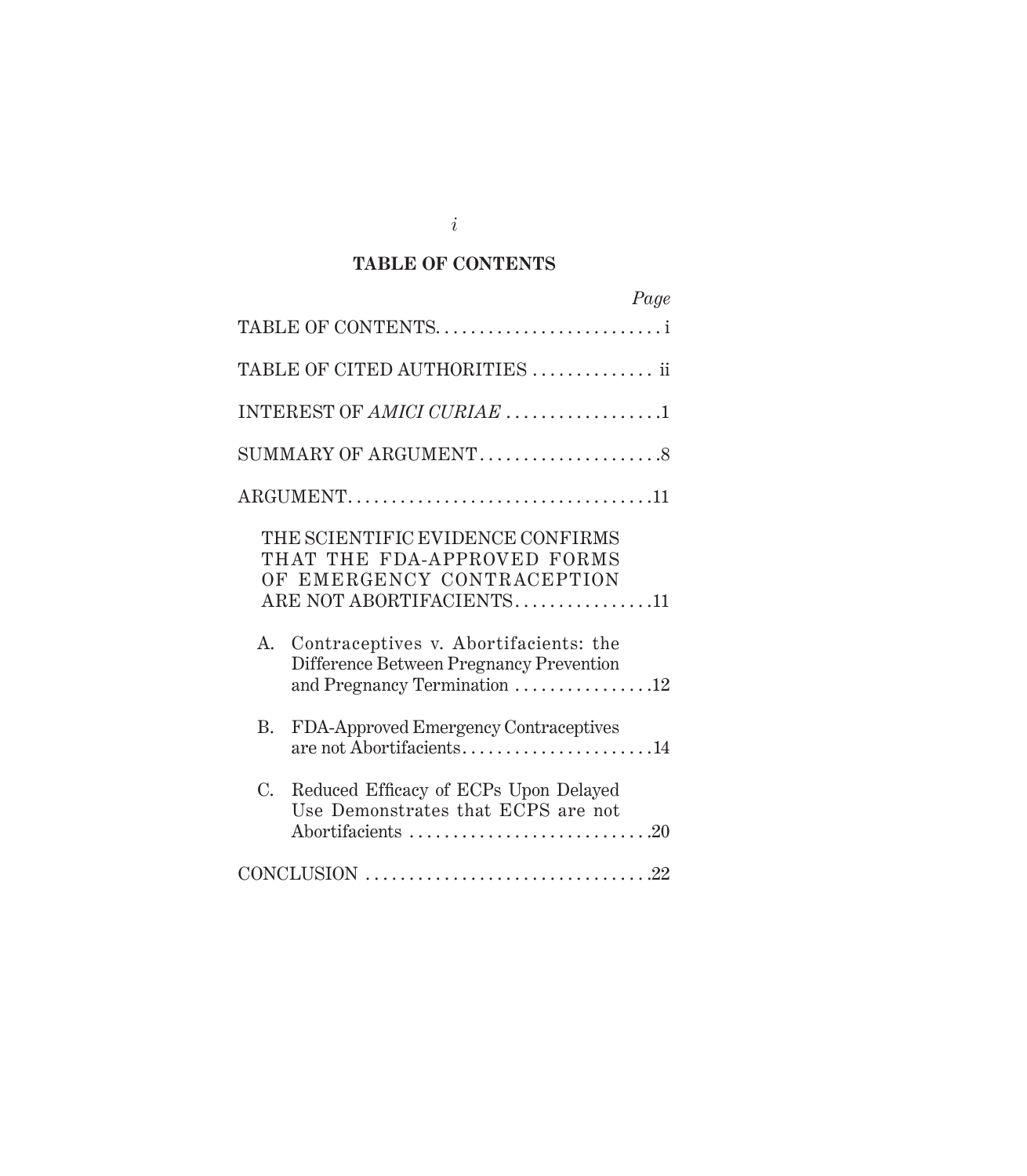## TABLE OF CONTENTS

| | Page |
|---|---|
| TABLE OF CONTENTS | i |
| TABLE OF CITED AUTHORITIES | ii |
| INTEREST OF *AMICI CURIAE* | 1 |
| SUMMARY OF ARGUMENT | 8 |
| ARGUMENT | 11 |
| THE SCIENTIFIC EVIDENCE CONFIRMS THAT THE FDA-APPROVED FORMS OF EMERGENCY CONTRACEPTION ARE NOT ABORTIFACIENTS | 11 |
| A. Contraceptives v. Abortifacients: the Difference Between Pregnancy Prevention and Pregnancy Termination | 12 |
| B. FDA-Approved Emergency Contraceptives are not Abortifacients | 14 |
| C. Reduced Efficacy of ECPs Upon Delayed Use Demonstrates that ECPS are not Abortifacients | 20 |
| CONCLUSION | 22 |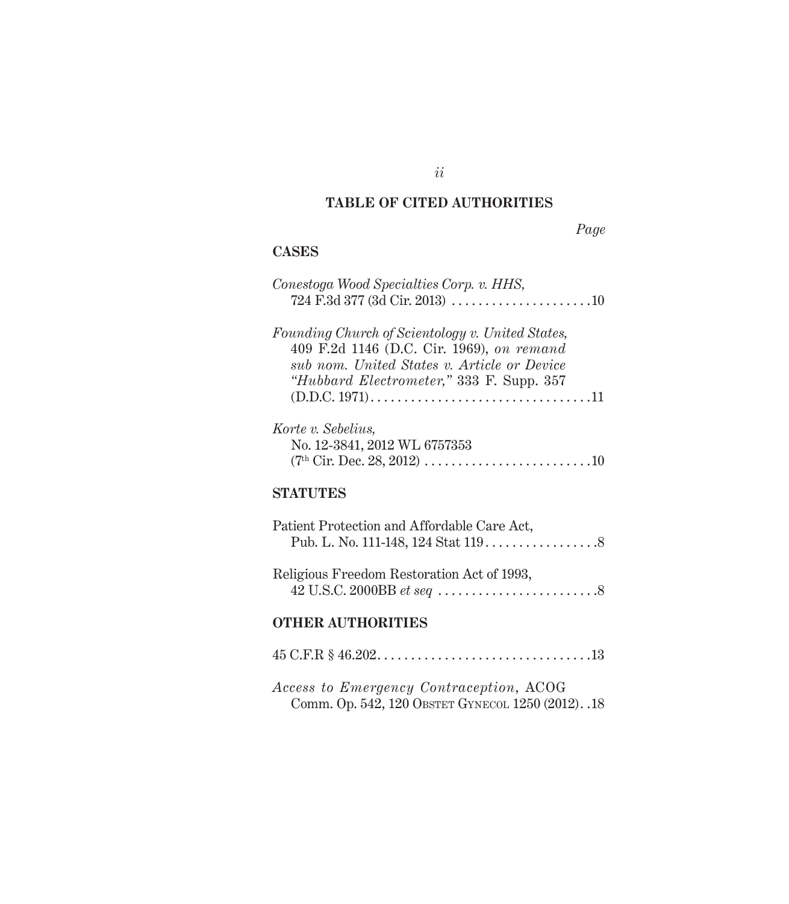## TABLE OF CITED AUTHORITIES

*Page*

### CASES

*Conestoga Wood Specialties Corp. v. HHS*, 724 F.3d 377 (3d Cir. 2013) .....................10

*Founding Church of Scientology v. United States*, 409 F.2d 1146 (D.C. Cir. 1969), *on remand sub nom. United States v. Article or Device "Hubbard Electrometer,"* 333 F. Supp. 357 (D.D.C. 1971).................................11

*Korte v. Sebelius*, No. 12-3841, 2012 WL 6757353 (7th Cir. Dec. 28, 2012) .........................10

### STATUTES

Patient Protection and Affordable Care Act, Pub. L. No. 111-148, 124 Stat 119.................8

Religious Freedom Restoration Act of 1993, 42 U.S.C. 2000BB *et seq* ........................8

### OTHER AUTHORITIES

45 C.F.R § 46.202................................13

*Access to Emergency Contraception*, ACOG Comm. Op. 542, 120 OBSTET GYNECOL 1250 (2012)..18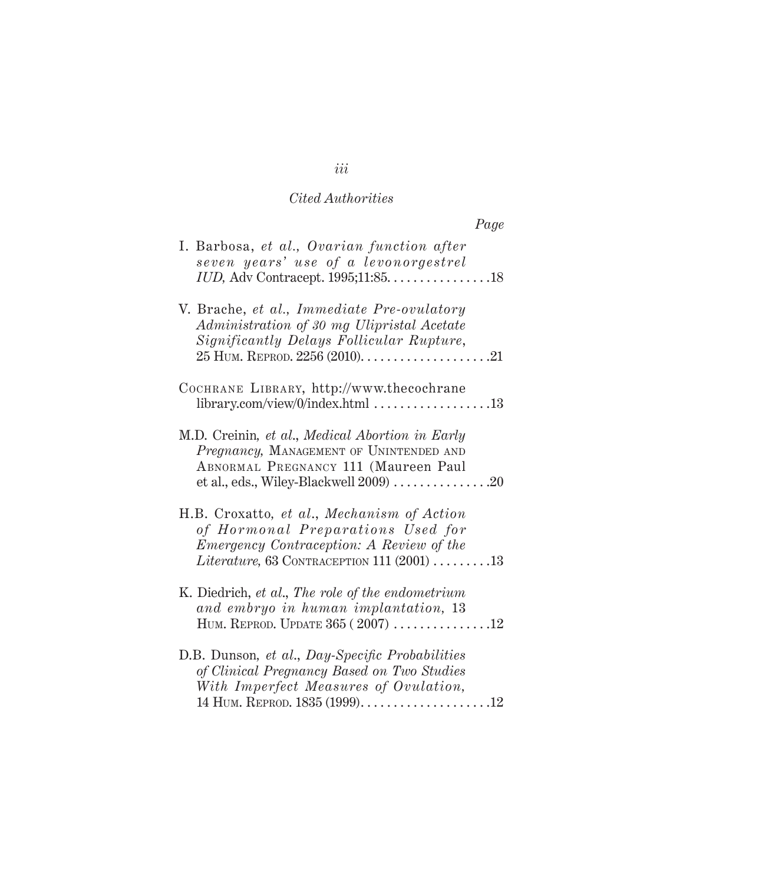*Cited Authorities*

*Page*

I. Barbosa, *et al.*, *Ovarian function after seven years' use of a levonorgestrel IUD*, Adv Contracept. 1995;11:85. . . . . . . . . . . . . . . . 18

V. Brache, *et al.*, *Immediate Pre-ovulatory Administration of 30 mg Ulipristal Acetate Significantly Delays Follicular Rupture*, 25 HUM. REPROD. 2256 (2010). . . . . . . . . . . . . . . . . . . . 21

COCHRANE LIBRARY, http://www.thecochranelibrary.com/view/0/index.html . . . . . . . . . . . . . . . . . . 13

M.D. Creinin, *et al.*, *Medical Abortion in Early Pregnancy*, MANAGEMENT OF UNINTENDED AND ABNORMAL PREGNANCY 111 (Maureen Paul et al., eds., Wiley-Blackwell 2009) . . . . . . . . . . . . . . . 20

H.B. Croxatto, *et al.*, *Mechanism of Action of Hormonal Preparations Used for Emergency Contraception: A Review of the Literature*, 63 CONTRACEPTION 111 (2001) . . . . . . . . . 13

K. Diedrich, *et al.*, *The role of the endometrium and embryo in human implantation*, 13 HUM. REPROD. UPDATE 365 ( 2007) . . . . . . . . . . . . . . . 12

D.B. Dunson, *et al.*, *Day-Specific Probabilities of Clinical Pregnancy Based on Two Studies With Imperfect Measures of Ovulation*, 14 HUM. REPROD. 1835 (1999). . . . . . . . . . . . . . . . . . . . 12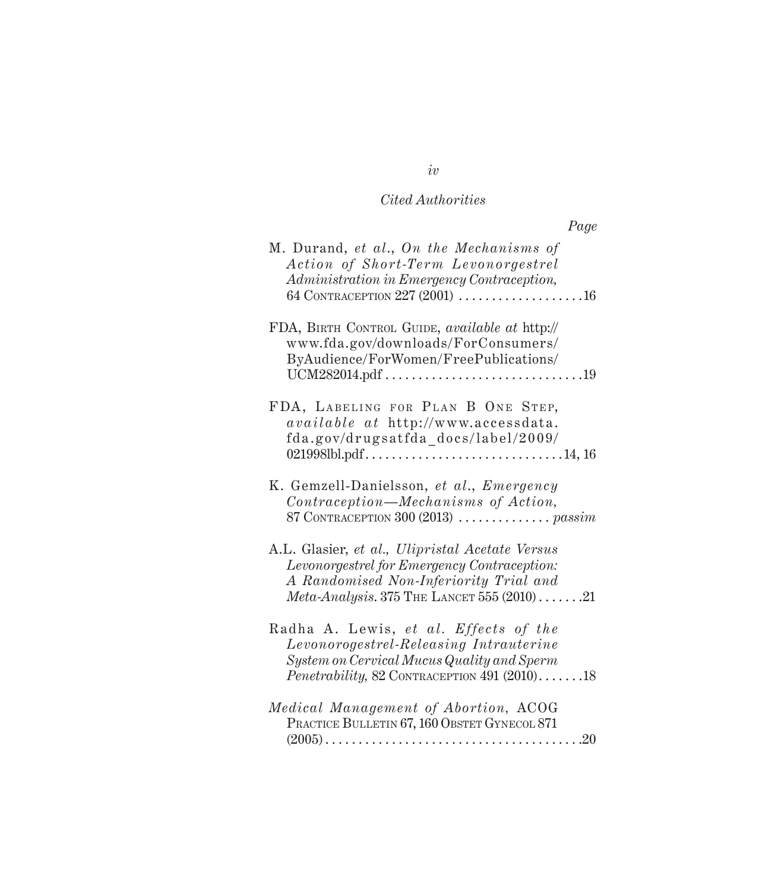*Cited Authorities*

*Page*

M. Durand, *et al.*, *On the Mechanisms of Action of Short-Term Levonorgestrel Administration in Emergency Contraception,* 64 Contraception 227 (2001) . . . . . . . . . . . . . . . . . . . 16

FDA, Birth Control Guide, *available at* http://www.fda.gov/downloads/ForConsumers/ByAudience/ForWomen/FreePublications/UCM282014.pdf . . . . . . . . . . . . . . . . . . . . . . . . . . . . . 19

FDA, Labeling for Plan B One Step, *available at* http://www.accessdata.fda.gov/drugsatfda_docs/label/2009/021998lbl.pdf . . . . . . . . . . . . . . . . . . . . . . . . . . . . . 14, 16

K. Gemzell-Danielsson, *et al.*, *Emergency Contraception—Mechanisms of Action,* 87 Contraception 300 (2013) . . . . . . . . . . . . . . *passim*

A.L. Glasier, *et al., Ulipristal Acetate Versus Levonorgestrel for Emergency Contraception: A Randomised Non-Inferiority Trial and Meta-Analysis.* 375 The Lancet 555 (2010) . . . . . . . 21

Radha A. Lewis, *et al. Effects of the Levonorogestrel-Releasing Intrauterine System on Cervical Mucus Quality and Sperm Penetrability,* 82 Contraception 491 (2010) . . . . . . . 18

*Medical Management of Abortion,* ACOG Practice Bulletin 67, 160 Obstet Gynecol 871 (2005) . . . . . . . . . . . . . . . . . . . . . . . . . . . . . . . . . . . . . . 20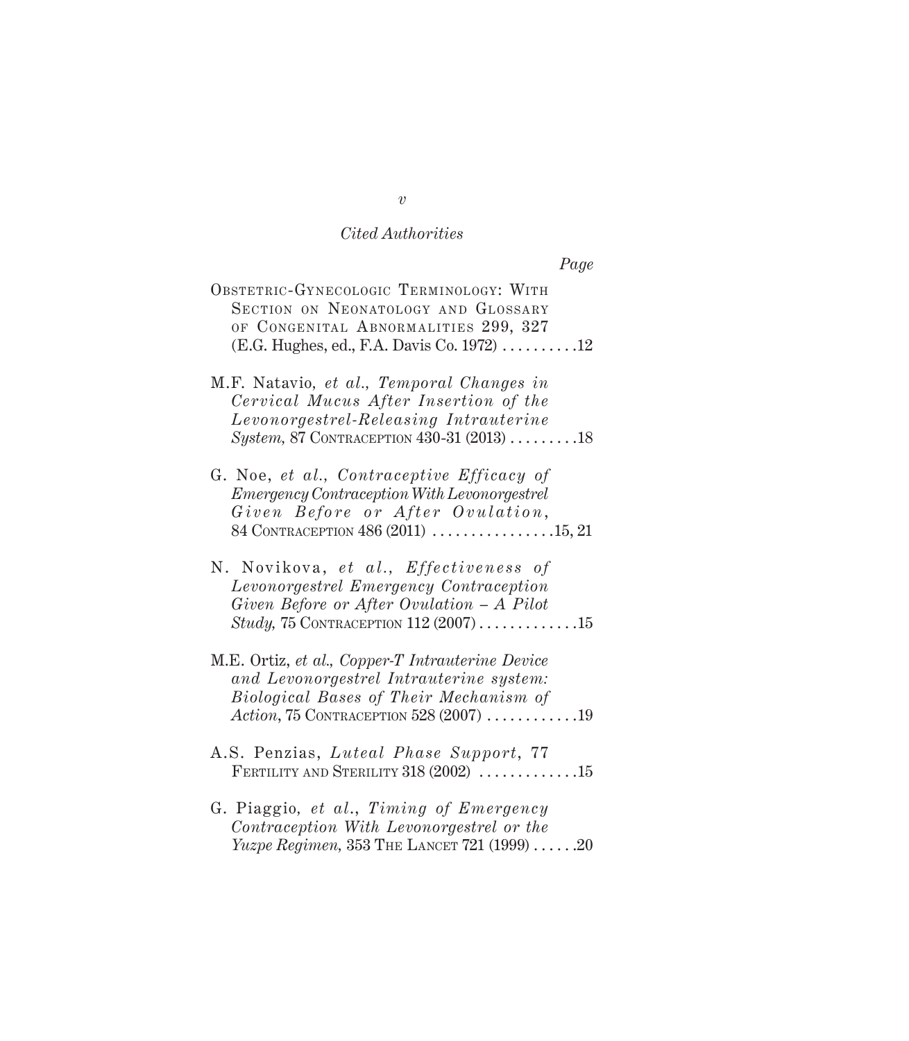*Cited Authorities*

*Page*

OBSTETRIC-GYNECOLOGIC TERMINOLOGY: WITH SECTION ON NEONATOLOGY AND GLOSSARY OF CONGENITAL ABNORMALITIES 299, 327 (E.G. Hughes, ed., F.A. Davis Co. 1972) . . . . . . . . . .12

M.F. Natavio, *et al.*, *Temporal Changes in Cervical Mucus After Insertion of the Levonorgestrel-Releasing Intrauterine System*, 87 CONTRACEPTION 430-31 (2013) . . . . . . . . .18

G. Noe, *et al.*, *Contraceptive Efficacy of Emergency Contraception With Levonorgestrel Given Before or After Ovulation*, 84 CONTRACEPTION 486 (2011) . . . . . . . . . . . . . . . .15, 21

N. Novikova, *et al.*, *Effectiveness of Levonorgestrel Emergency Contraception Given Before or After Ovulation – A Pilot Study*, 75 CONTRACEPTION 112 (2007) . . . . . . . . . . . . .15

M.E. Ortiz, *et al.*, *Copper-T Intrauterine Device and Levonorgestrel Intrauterine system: Biological Bases of Their Mechanism of Action*, 75 CONTRACEPTION 528 (2007) . . . . . . . . . . . .19

A.S. Penzias, *Luteal Phase Support*, 77 FERTILITY AND STERILITY 318 (2002) . . . . . . . . . . . . .15

G. Piaggio, *et al.*, *Timing of Emergency Contraception With Levonorgestrel or the Yuzpe Regimen*, 353 THE LANCET 721 (1999) . . . . . .20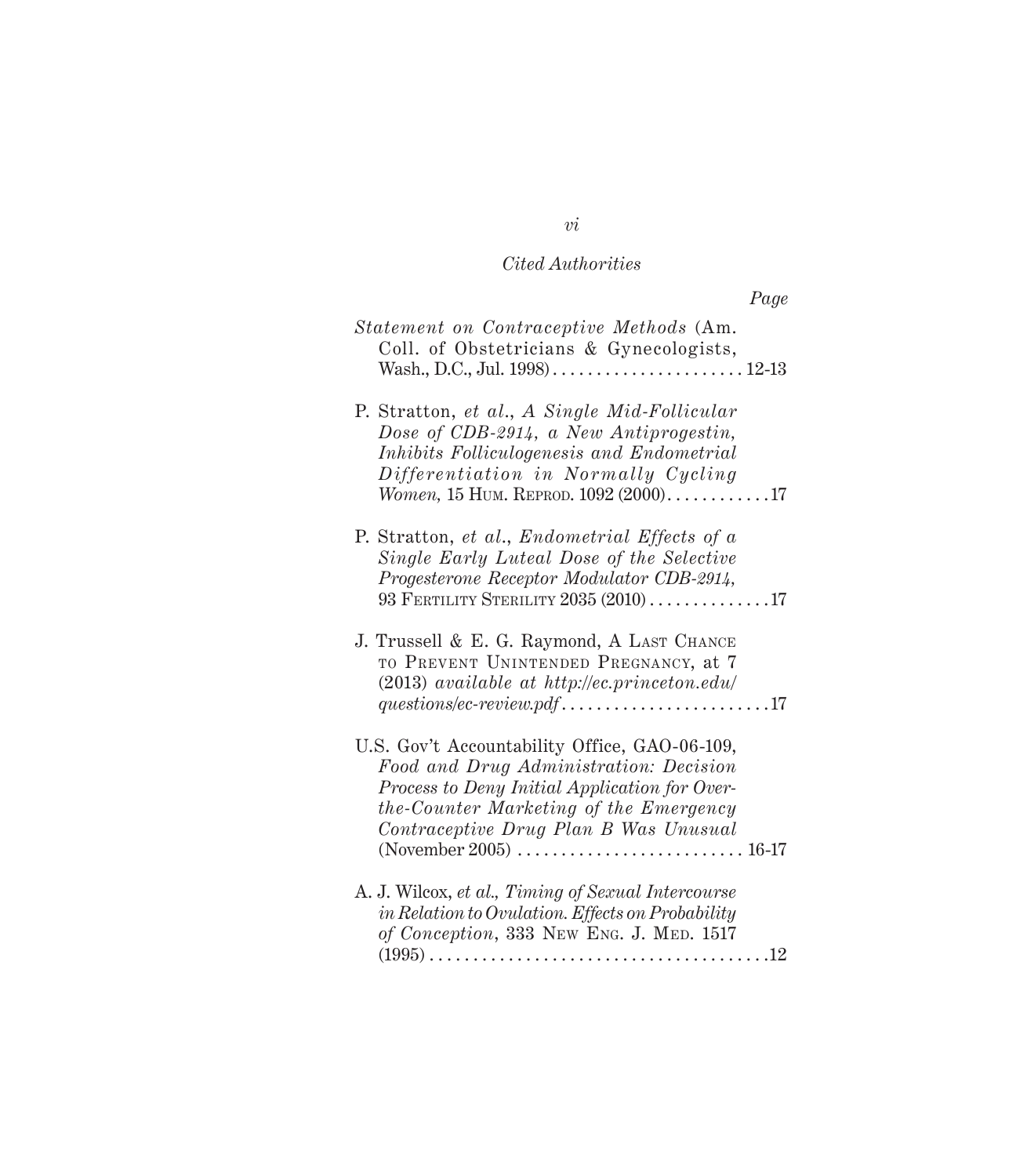*Cited Authorities*

*Page*

*Statement on Contraceptive Methods* (Am. Coll. of Obstetricians & Gynecologists, Wash., D.C., Jul. 1998) . . . . . . . . . . . . . . . . . . . . . . 12-13

P. Stratton, *et al.*, *A Single Mid-Follicular Dose of CDB-2914, a New Antiprogestin, Inhibits Folliculogenesis and Endometrial Differentiation in Normally Cycling Women,* 15 HUM. REPROD. 1092 (2000) . . . . . . . . . . . .17

P. Stratton, *et al.*, *Endometrial Effects of a Single Early Luteal Dose of the Selective Progesterone Receptor Modulator CDB-2914*, 93 FERTILITY STERILITY 2035 (2010) . . . . . . . . . . . . . .17

J. Trussell & E. G. Raymond, A LAST CHANCE TO PREVENT UNINTENDED PREGNANCY, at 7 (2013) *available at http://ec.princeton.edu/questions/ec-review.pdf* . . . . . . . . . . . . . . . . . . . . . . . .17

U.S. Gov't Accountability Office, GAO-06-109, *Food and Drug Administration: Decision Process to Deny Initial Application for Over-the-Counter Marketing of the Emergency Contraceptive Drug Plan B Was Unusual* (November 2005) . . . . . . . . . . . . . . . . . . . . . . . . . . 16-17

A. J. Wilcox, *et al., Timing of Sexual Intercourse in Relation to Ovulation. Effects on Probability of Conception*, 333 NEW ENG. J. MED. 1517 (1995) . . . . . . . . . . . . . . . . . . . . . . . . . . . . . . . . . . . . . . .12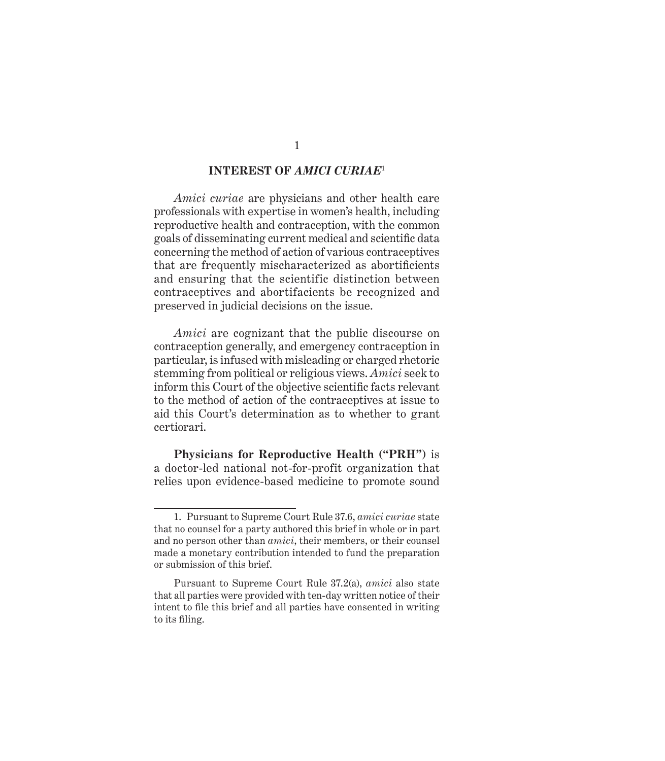## INTEREST OF *AMICI CURIAE*[1]

*Amici curiae* are physicians and other health care professionals with expertise in women's health, including reproductive health and contraception, with the common goals of disseminating current medical and scientific data concerning the method of action of various contraceptives that are frequently mischaracterized as abortificients and ensuring that the scientific distinction between contraceptives and abortifacients be recognized and preserved in judicial decisions on the issue.

*Amici* are cognizant that the public discourse on contraception generally, and emergency contraception in particular, is infused with misleading or charged rhetoric stemming from political or religious views. *Amici* seek to inform this Court of the objective scientific facts relevant to the method of action of the contraceptives at issue to aid this Court's determination as to whether to grant certiorari.

**Physicians for Reproductive Health ("PRH")** is a doctor-led national not-for-profit organization that relies upon evidence-based medicine to promote sound

---

1. Pursuant to Supreme Court Rule 37.6, *amici curiae* state that no counsel for a party authored this brief in whole or in part and no person other than *amici*, their members, or their counsel made a monetary contribution intended to fund the preparation or submission of this brief.

Pursuant to Supreme Court Rule 37.2(a), *amici* also state that all parties were provided with ten-day written notice of their intent to file this brief and all parties have consented in writing to its filing.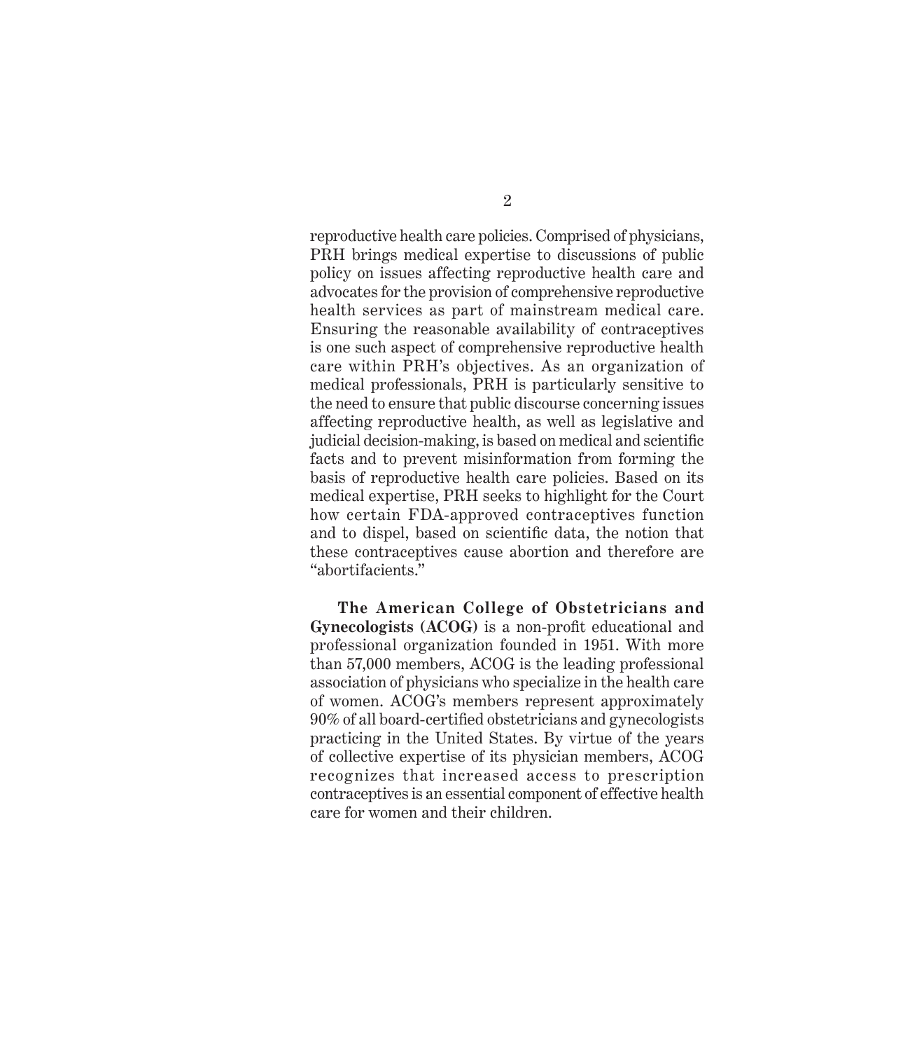reproductive health care policies. Comprised of physicians, PRH brings medical expertise to discussions of public policy on issues affecting reproductive health care and advocates for the provision of comprehensive reproductive health services as part of mainstream medical care. Ensuring the reasonable availability of contraceptives is one such aspect of comprehensive reproductive health care within PRH's objectives. As an organization of medical professionals, PRH is particularly sensitive to the need to ensure that public discourse concerning issues affecting reproductive health, as well as legislative and judicial decision-making, is based on medical and scientific facts and to prevent misinformation from forming the basis of reproductive health care policies. Based on its medical expertise, PRH seeks to highlight for the Court how certain FDA-approved contraceptives function and to dispel, based on scientific data, the notion that these contraceptives cause abortion and therefore are "abortifacients."

**The American College of Obstetricians and Gynecologists (ACOG)** is a non-profit educational and professional organization founded in 1951. With more than 57,000 members, ACOG is the leading professional association of physicians who specialize in the health care of women. ACOG's members represent approximately 90% of all board-certified obstetricians and gynecologists practicing in the United States. By virtue of the years of collective expertise of its physician members, ACOG recognizes that increased access to prescription contraceptives is an essential component of effective health care for women and their children.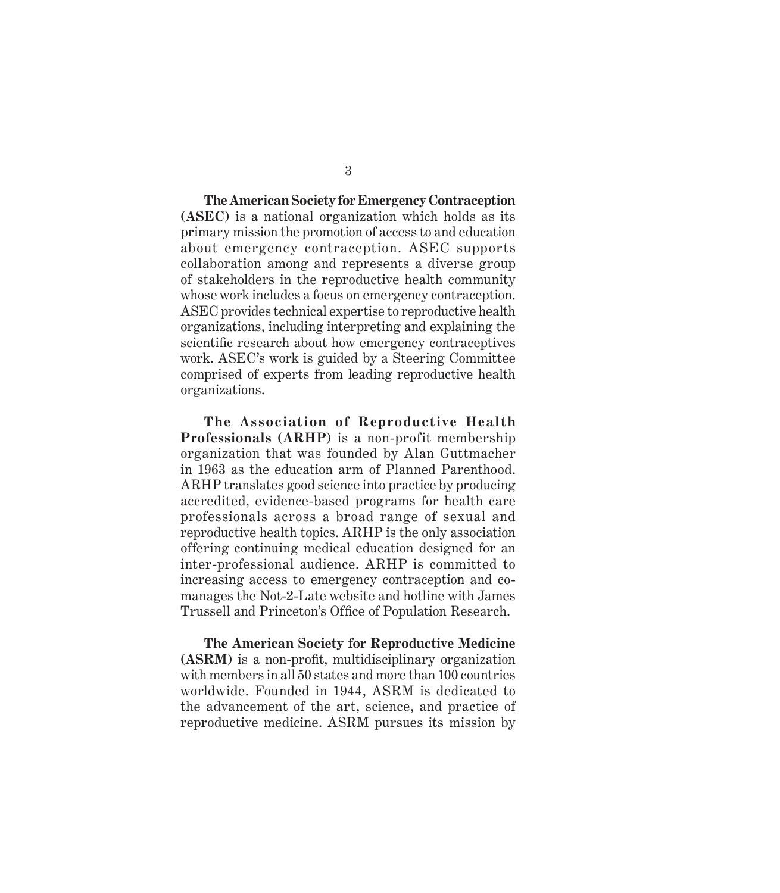**The American Society for Emergency Contraception (ASEC)** is a national organization which holds as its primary mission the promotion of access to and education about emergency contraception. ASEC supports collaboration among and represents a diverse group of stakeholders in the reproductive health community whose work includes a focus on emergency contraception. ASEC provides technical expertise to reproductive health organizations, including interpreting and explaining the scientific research about how emergency contraceptives work. ASEC's work is guided by a Steering Committee comprised of experts from leading reproductive health organizations.

**The Association of Reproductive Health Professionals (ARHP)** is a non-profit membership organization that was founded by Alan Guttmacher in 1963 as the education arm of Planned Parenthood. ARHP translates good science into practice by producing accredited, evidence-based programs for health care professionals across a broad range of sexual and reproductive health topics. ARHP is the only association offering continuing medical education designed for an inter-professional audience. ARHP is committed to increasing access to emergency contraception and co-manages the Not-2-Late website and hotline with James Trussell and Princeton's Office of Population Research.

**The American Society for Reproductive Medicine (ASRM)** is a non-profit, multidisciplinary organization with members in all 50 states and more than 100 countries worldwide. Founded in 1944, ASRM is dedicated to the advancement of the art, science, and practice of reproductive medicine. ASRM pursues its mission by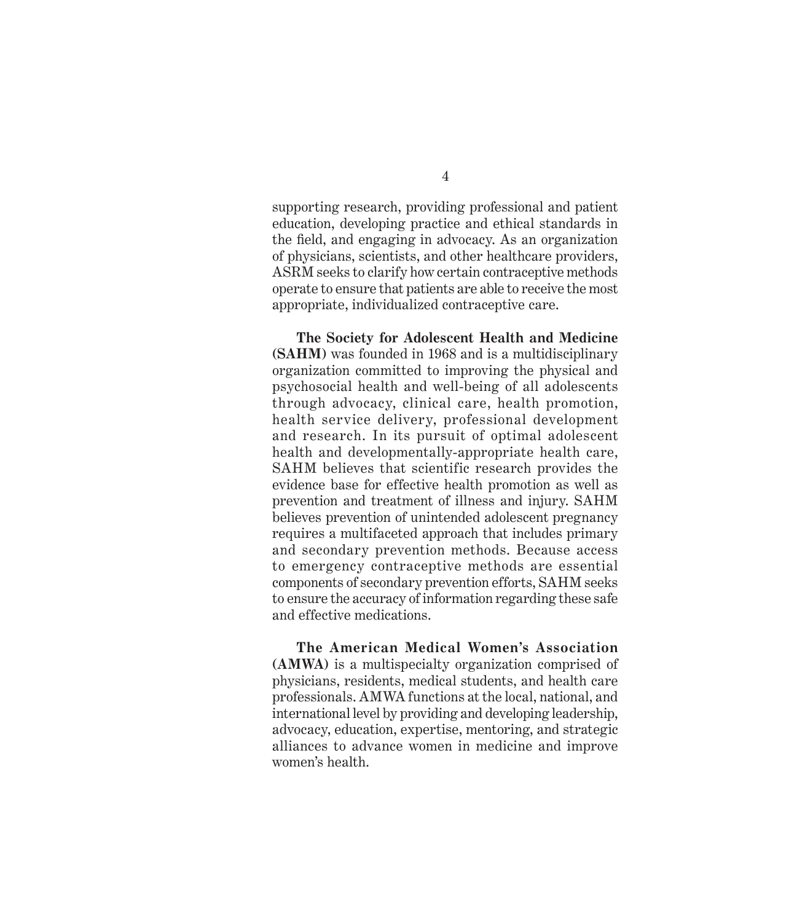supporting research, providing professional and patient education, developing practice and ethical standards in the field, and engaging in advocacy. As an organization of physicians, scientists, and other healthcare providers, ASRM seeks to clarify how certain contraceptive methods operate to ensure that patients are able to receive the most appropriate, individualized contraceptive care.

**The Society for Adolescent Health and Medicine (SAHM)** was founded in 1968 and is a multidisciplinary organization committed to improving the physical and psychosocial health and well-being of all adolescents through advocacy, clinical care, health promotion, health service delivery, professional development and research. In its pursuit of optimal adolescent health and developmentally-appropriate health care, SAHM believes that scientific research provides the evidence base for effective health promotion as well as prevention and treatment of illness and injury. SAHM believes prevention of unintended adolescent pregnancy requires a multifaceted approach that includes primary and secondary prevention methods. Because access to emergency contraceptive methods are essential components of secondary prevention efforts, SAHM seeks to ensure the accuracy of information regarding these safe and effective medications.

**The American Medical Women's Association (AMWA)** is a multispecialty organization comprised of physicians, residents, medical students, and health care professionals. AMWA functions at the local, national, and international level by providing and developing leadership, advocacy, education, expertise, mentoring, and strategic alliances to advance women in medicine and improve women's health.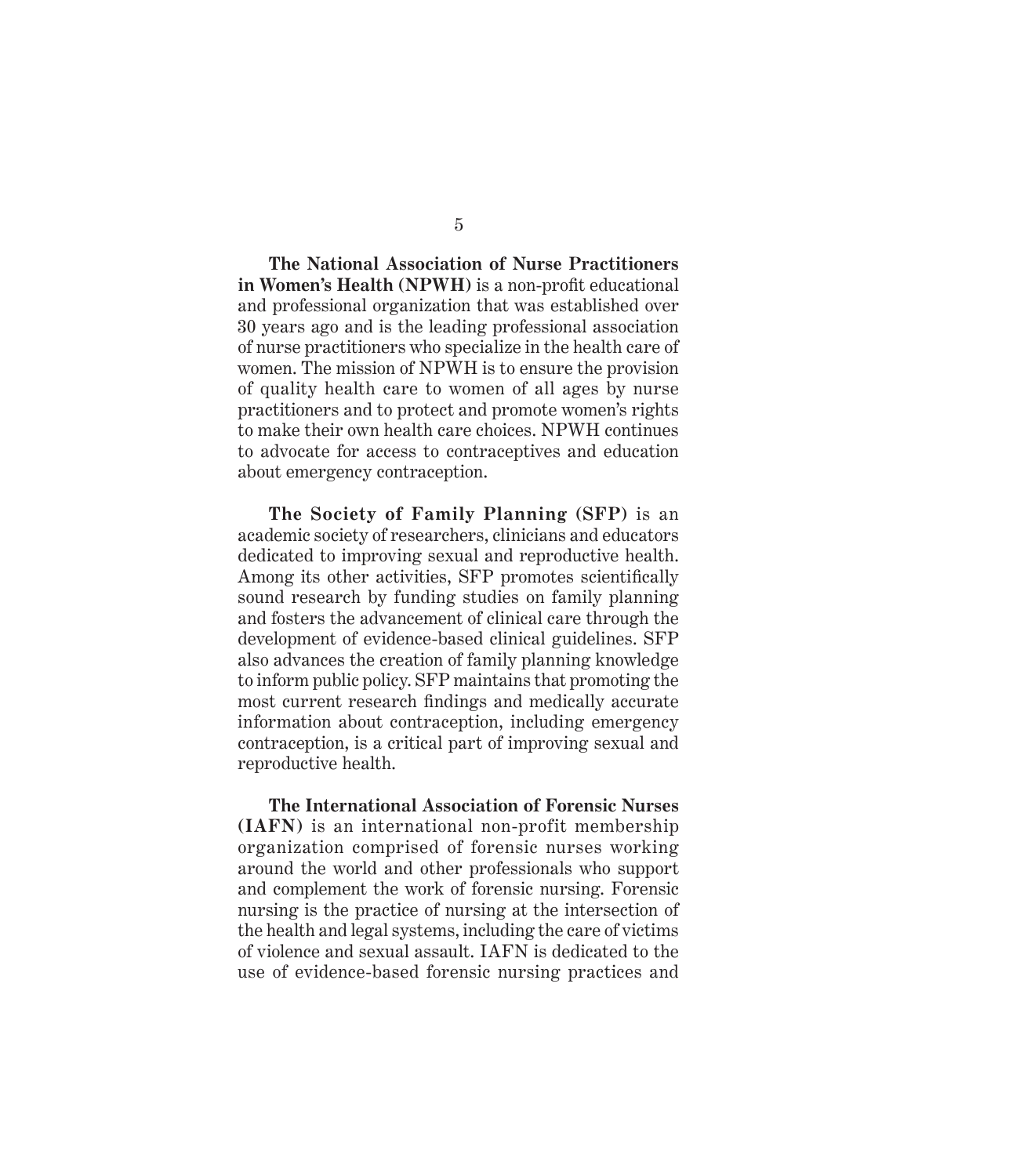**The National Association of Nurse Practitioners in Women's Health (NPWH)** is a non-profit educational and professional organization that was established over 30 years ago and is the leading professional association of nurse practitioners who specialize in the health care of women. The mission of NPWH is to ensure the provision of quality health care to women of all ages by nurse practitioners and to protect and promote women's rights to make their own health care choices. NPWH continues to advocate for access to contraceptives and education about emergency contraception.

**The Society of Family Planning (SFP)** is an academic society of researchers, clinicians and educators dedicated to improving sexual and reproductive health. Among its other activities, SFP promotes scientifically sound research by funding studies on family planning and fosters the advancement of clinical care through the development of evidence-based clinical guidelines. SFP also advances the creation of family planning knowledge to inform public policy. SFP maintains that promoting the most current research findings and medically accurate information about contraception, including emergency contraception, is a critical part of improving sexual and reproductive health.

**The International Association of Forensic Nurses (IAFN)** is an international non-profit membership organization comprised of forensic nurses working around the world and other professionals who support and complement the work of forensic nursing. Forensic nursing is the practice of nursing at the intersection of the health and legal systems, including the care of victims of violence and sexual assault. IAFN is dedicated to the use of evidence-based forensic nursing practices and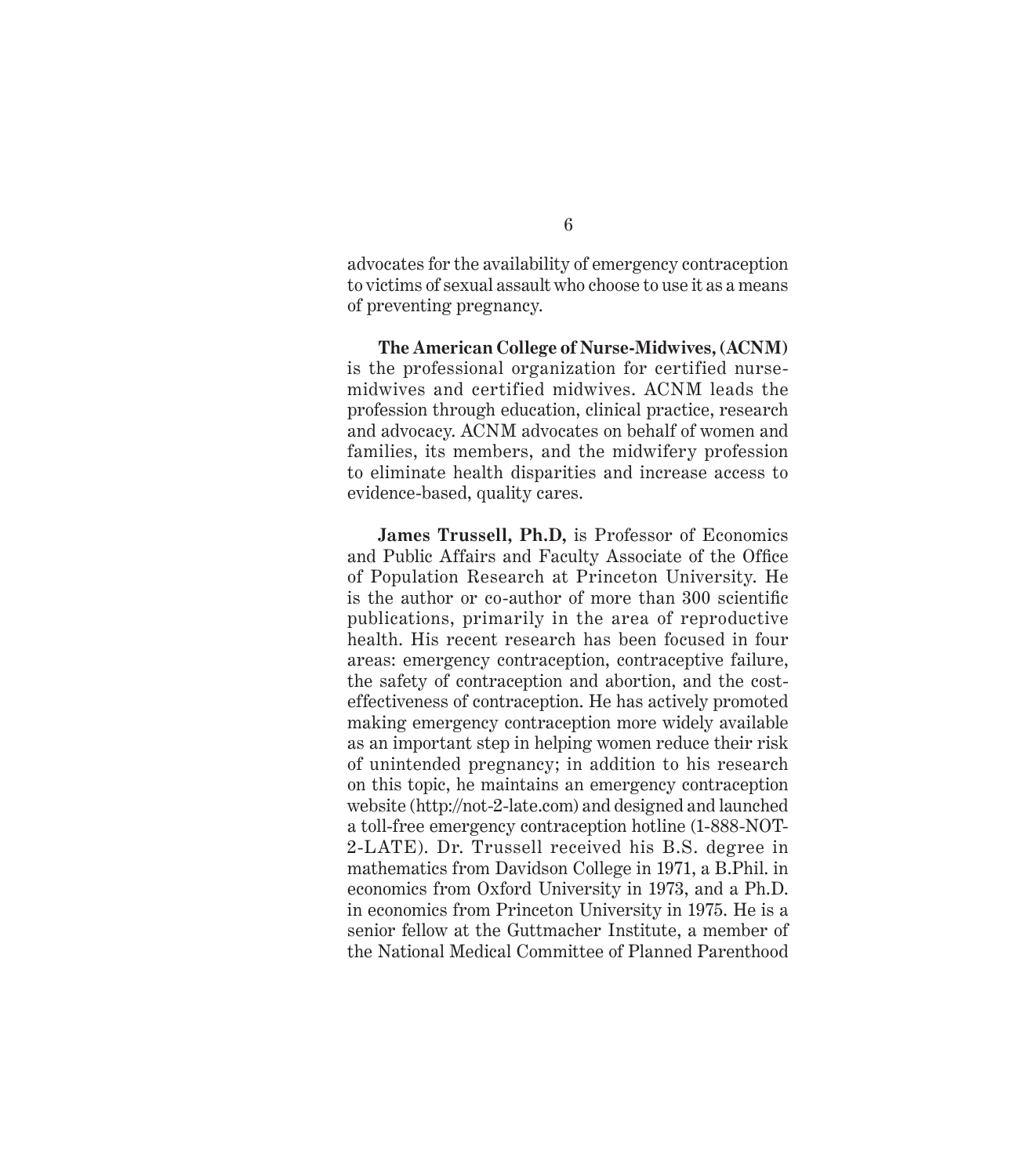advocates for the availability of emergency contraception to victims of sexual assault who choose to use it as a means of preventing pregnancy.

**The American College of Nurse-Midwives, (ACNM)** is the professional organization for certified nurse-midwives and certified midwives. ACNM leads the profession through education, clinical practice, research and advocacy. ACNM advocates on behalf of women and families, its members, and the midwifery profession to eliminate health disparities and increase access to evidence-based, quality cares.

**James Trussell, Ph.D,** is Professor of Economics and Public Affairs and Faculty Associate of the Office of Population Research at Princeton University. He is the author or co-author of more than 300 scientific publications, primarily in the area of reproductive health. His recent research has been focused in four areas: emergency contraception, contraceptive failure, the safety of contraception and abortion, and the cost-effectiveness of contraception. He has actively promoted making emergency contraception more widely available as an important step in helping women reduce their risk of unintended pregnancy; in addition to his research on this topic, he maintains an emergency contraception website (http://not-2-late.com) and designed and launched a toll-free emergency contraception hotline (1-888-NOT-2-LATE). Dr. Trussell received his B.S. degree in mathematics from Davidson College in 1971, a B.Phil. in economics from Oxford University in 1973, and a Ph.D. in economics from Princeton University in 1975. He is a senior fellow at the Guttmacher Institute, a member of the National Medical Committee of Planned Parenthood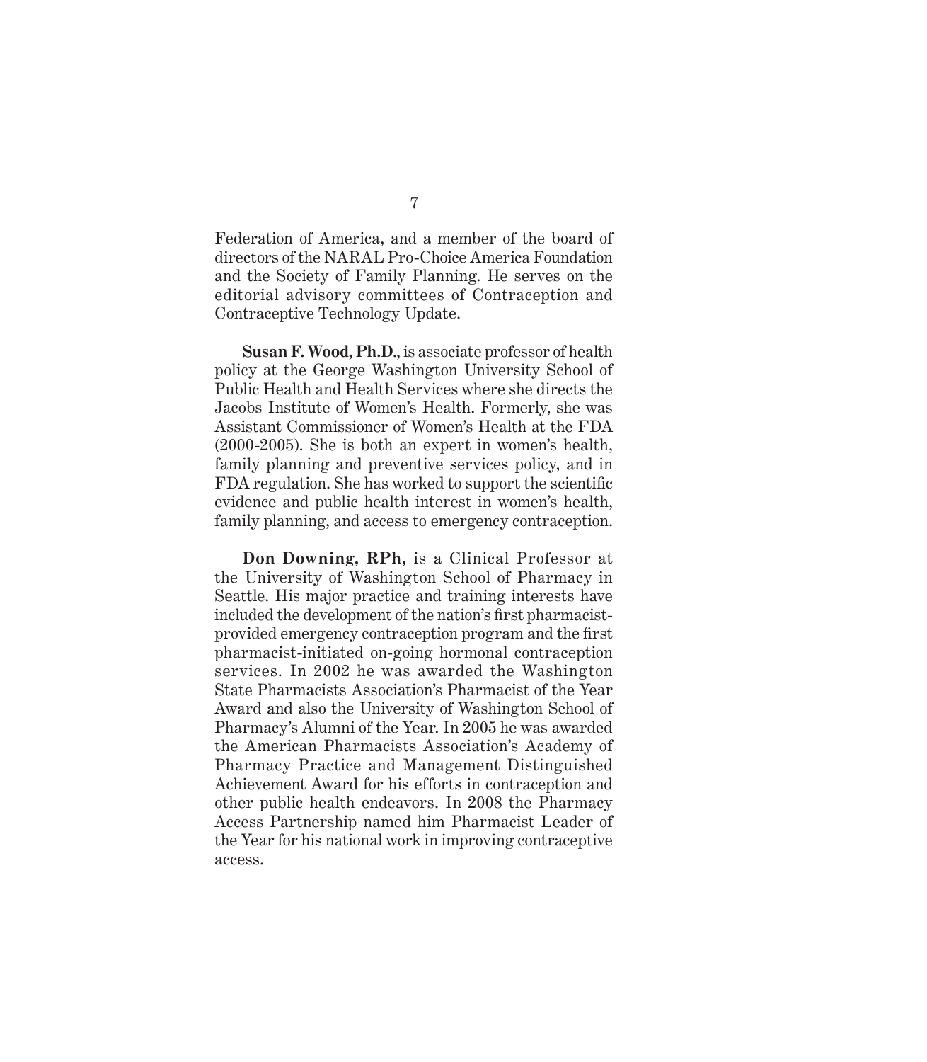Federation of America, and a member of the board of directors of the NARAL Pro-Choice America Foundation and the Society of Family Planning. He serves on the editorial advisory committees of Contraception and Contraceptive Technology Update.

**Susan F. Wood, Ph.D.**, is associate professor of health policy at the George Washington University School of Public Health and Health Services where she directs the Jacobs Institute of Women's Health. Formerly, she was Assistant Commissioner of Women's Health at the FDA (2000-2005). She is both an expert in women's health, family planning and preventive services policy, and in FDA regulation. She has worked to support the scientific evidence and public health interest in women's health, family planning, and access to emergency contraception.

**Don Downing, RPh,** is a Clinical Professor at the University of Washington School of Pharmacy in Seattle. His major practice and training interests have included the development of the nation's first pharmacist-provided emergency contraception program and the first pharmacist-initiated on-going hormonal contraception services. In 2002 he was awarded the Washington State Pharmacists Association's Pharmacist of the Year Award and also the University of Washington School of Pharmacy's Alumni of the Year. In 2005 he was awarded the American Pharmacists Association's Academy of Pharmacy Practice and Management Distinguished Achievement Award for his efforts in contraception and other public health endeavors. In 2008 the Pharmacy Access Partnership named him Pharmacist Leader of the Year for his national work in improving contraceptive access.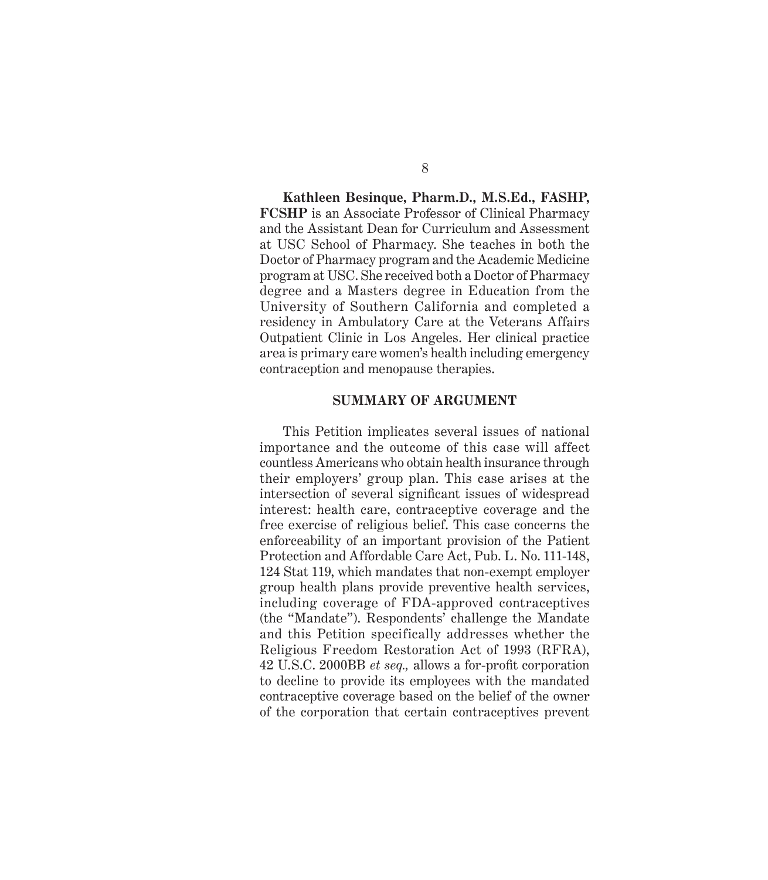**Kathleen Besinque, Pharm.D., M.S.Ed., FASHP, FCSHP** is an Associate Professor of Clinical Pharmacy and the Assistant Dean for Curriculum and Assessment at USC School of Pharmacy. She teaches in both the Doctor of Pharmacy program and the Academic Medicine program at USC. She received both a Doctor of Pharmacy degree and a Masters degree in Education from the University of Southern California and completed a residency in Ambulatory Care at the Veterans Affairs Outpatient Clinic in Los Angeles. Her clinical practice area is primary care women's health including emergency contraception and menopause therapies.

## SUMMARY OF ARGUMENT

This Petition implicates several issues of national importance and the outcome of this case will affect countless Americans who obtain health insurance through their employers' group plan. This case arises at the intersection of several significant issues of widespread interest: health care, contraceptive coverage and the free exercise of religious belief. This case concerns the enforceability of an important provision of the Patient Protection and Affordable Care Act, Pub. L. No. 111-148, 124 Stat 119, which mandates that non-exempt employer group health plans provide preventive health services, including coverage of FDA-approved contraceptives (the "Mandate"). Respondents' challenge the Mandate and this Petition specifically addresses whether the Religious Freedom Restoration Act of 1993 (RFRA), 42 U.S.C. 2000BB *et seq.,* allows a for-profit corporation to decline to provide its employees with the mandated contraceptive coverage based on the belief of the owner of the corporation that certain contraceptives prevent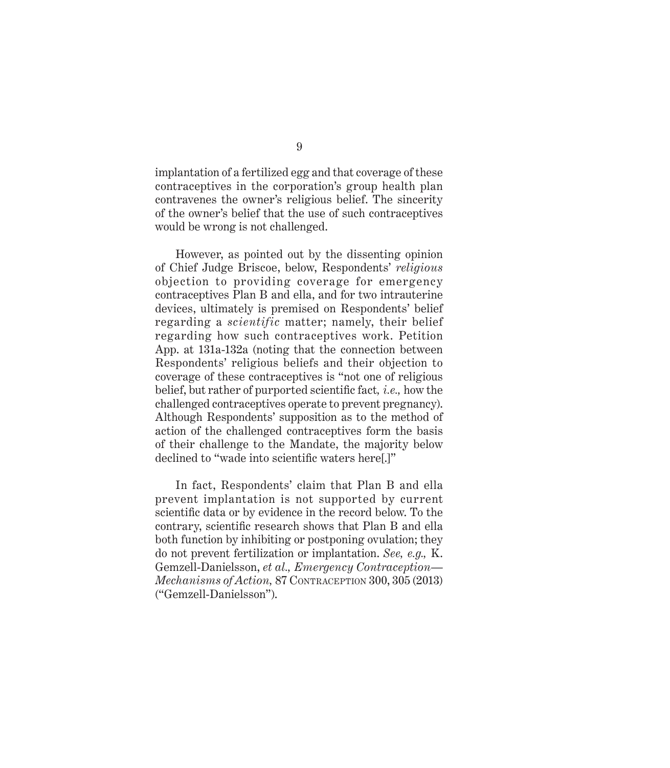implantation of a fertilized egg and that coverage of these contraceptives in the corporation's group health plan contravenes the owner's religious belief. The sincerity of the owner's belief that the use of such contraceptives would be wrong is not challenged.

However, as pointed out by the dissenting opinion of Chief Judge Briscoe, below, Respondents' *religious* objection to providing coverage for emergency contraceptives Plan B and ella, and for two intrauterine devices, ultimately is premised on Respondents' belief regarding a *scientific* matter; namely, their belief regarding how such contraceptives work. Petition App. at 131a-132a (noting that the connection between Respondents' religious beliefs and their objection to coverage of these contraceptives is "not one of religious belief, but rather of purported scientific fact, *i.e.*, how the challenged contraceptives operate to prevent pregnancy). Although Respondents' supposition as to the method of action of the challenged contraceptives form the basis of their challenge to the Mandate, the majority below declined to "wade into scientific waters here[.]"

In fact, Respondents' claim that Plan B and ella prevent implantation is not supported by current scientific data or by evidence in the record below. To the contrary, scientific research shows that Plan B and ella both function by inhibiting or postponing ovulation; they do not prevent fertilization or implantation. *See, e.g.,* K. Gemzell-Danielsson, *et al., Emergency Contraception—Mechanisms of Action,* 87 CONTRACEPTION 300, 305 (2013) ("Gemzell-Danielsson").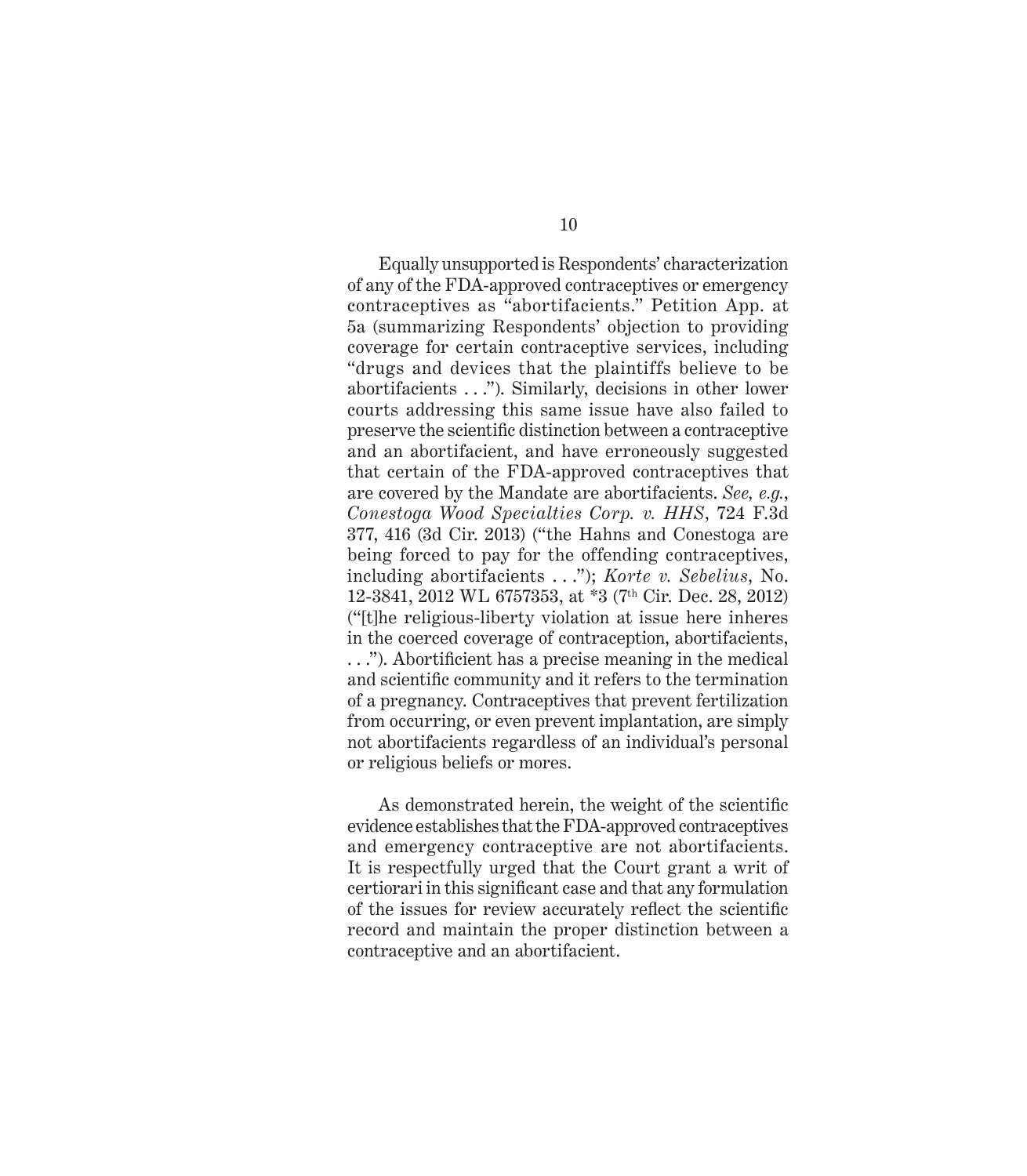Equally unsupported is Respondents' characterization of any of the FDA-approved contraceptives or emergency contraceptives as "abortifacients." Petition App. at 5a (summarizing Respondents' objection to providing coverage for certain contraceptive services, including "drugs and devices that the plaintiffs believe to be abortifacients . . ."). Similarly, decisions in other lower courts addressing this same issue have also failed to preserve the scientific distinction between a contraceptive and an abortifacient, and have erroneously suggested that certain of the FDA-approved contraceptives that are covered by the Mandate are abortifacients. *See, e.g.*, *Conestoga Wood Specialties Corp. v. HHS*, 724 F.3d 377, 416 (3d Cir. 2013) ("the Hahns and Conestoga are being forced to pay for the offending contraceptives, including abortifacients . . ."); *Korte v. Sebelius*, No. 12-3841, 2012 WL 6757353, at \*3 (7th Cir. Dec. 28, 2012) ("[t]he religious-liberty violation at issue here inheres in the coerced coverage of contraception, abortifacients, . . ."). Abortificient has a precise meaning in the medical and scientific community and it refers to the termination of a pregnancy. Contraceptives that prevent fertilization from occurring, or even prevent implantation, are simply not abortifacients regardless of an individual's personal or religious beliefs or mores.

As demonstrated herein, the weight of the scientific evidence establishes that the FDA-approved contraceptives and emergency contraceptive are not abortifacients. It is respectfully urged that the Court grant a writ of certiorari in this significant case and that any formulation of the issues for review accurately reflect the scientific record and maintain the proper distinction between a contraceptive and an abortifacient.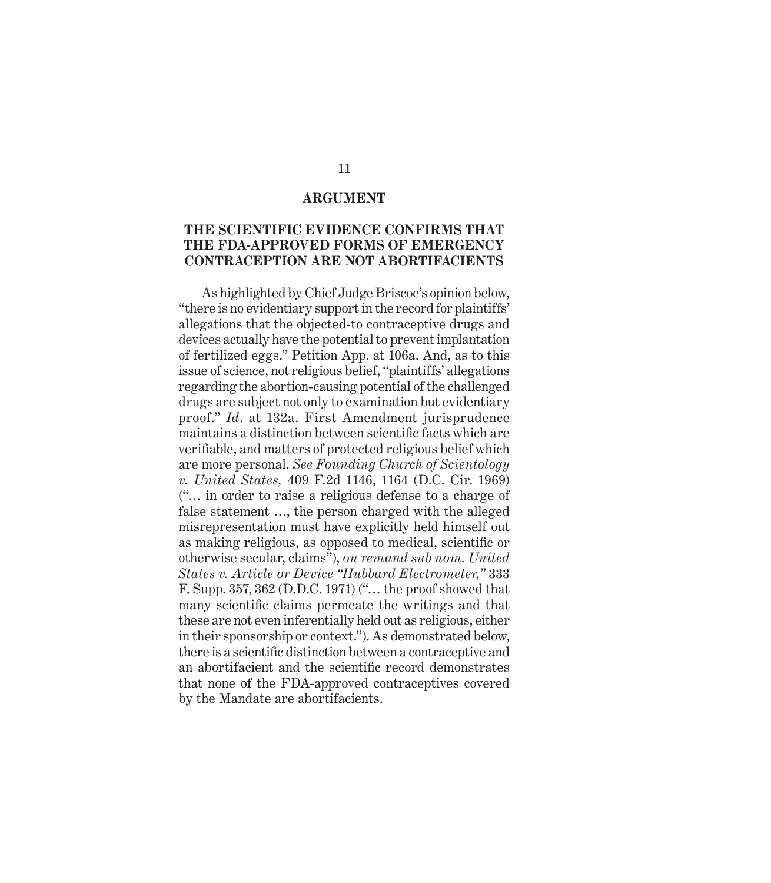# ARGUMENT

## THE SCIENTIFIC EVIDENCE CONFIRMS THAT THE FDA-APPROVED FORMS OF EMERGENCY CONTRACEPTION ARE NOT ABORTIFACIENTS

As highlighted by Chief Judge Briscoe's opinion below, "there is no evidentiary support in the record for plaintiffs' allegations that the objected-to contraceptive drugs and devices actually have the potential to prevent implantation of fertilized eggs." Petition App. at 106a. And, as to this issue of science, not religious belief, "plaintiffs' allegations regarding the abortion-causing potential of the challenged drugs are subject not only to examination but evidentiary proof." *Id*. at 132a. First Amendment jurisprudence maintains a distinction between scientific facts which are verifiable, and matters of protected religious belief which are more personal. *See Founding Church of Scientology v. United States,* 409 F.2d 1146, 1164 (D.C. Cir. 1969) ("… in order to raise a religious defense to a charge of false statement …, the person charged with the alleged misrepresentation must have explicitly held himself out as making religious, as opposed to medical, scientific or otherwise secular, claims"), *on remand sub nom. United States v. Article or Device "Hubbard Electrometer,"* 333 F. Supp. 357, 362 (D.D.C. 1971) ("… the proof showed that many scientific claims permeate the writings and that these are not even inferentially held out as religious, either in their sponsorship or context."). As demonstrated below, there is a scientific distinction between a contraceptive and an abortifacient and the scientific record demonstrates that none of the FDA-approved contraceptives covered by the Mandate are abortifacients.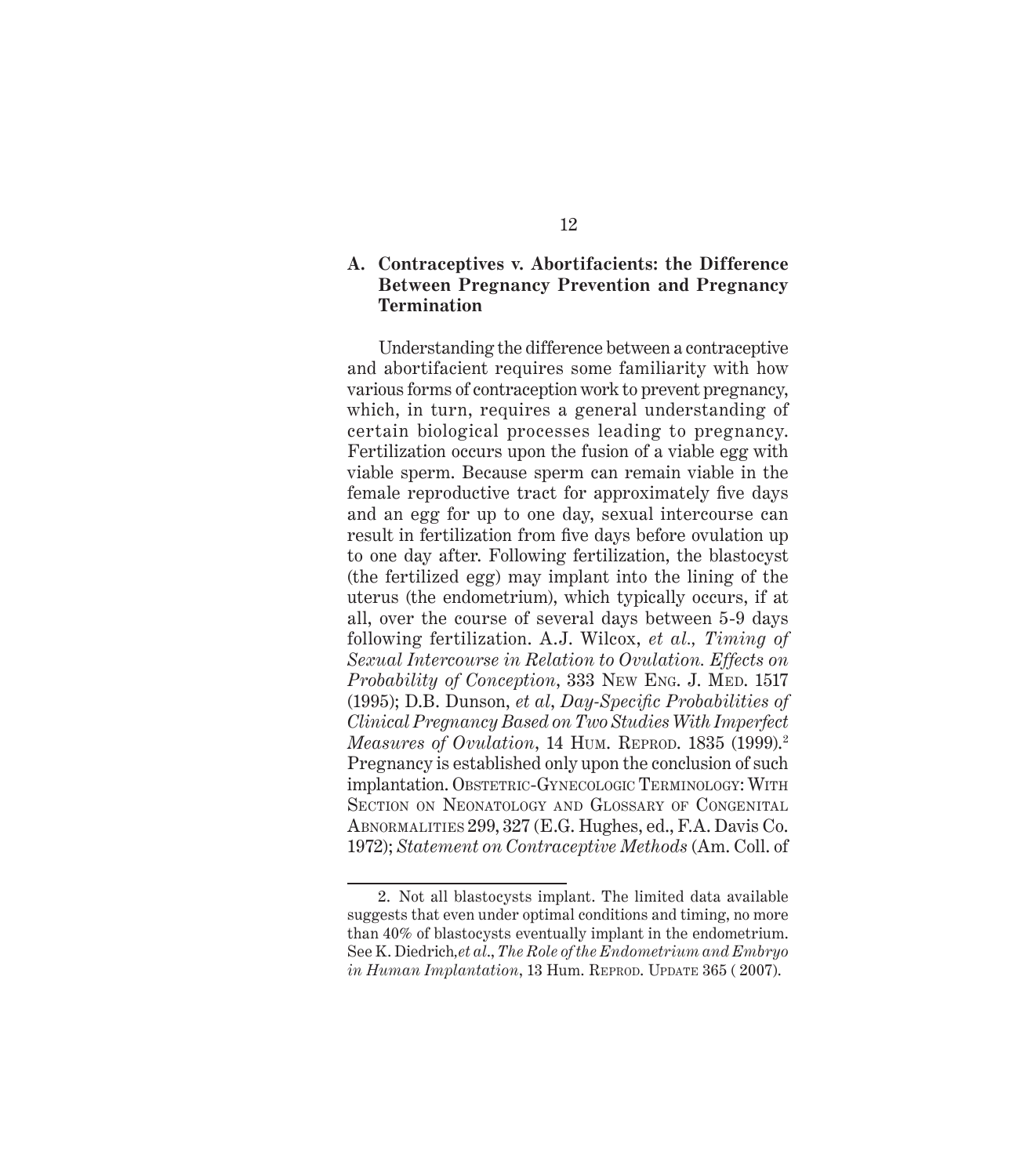### A. Contraceptives v. Abortifacients: the Difference Between Pregnancy Prevention and Pregnancy Termination

Understanding the difference between a contraceptive and abortifacient requires some familiarity with how various forms of contraception work to prevent pregnancy, which, in turn, requires a general understanding of certain biological processes leading to pregnancy. Fertilization occurs upon the fusion of a viable egg with viable sperm. Because sperm can remain viable in the female reproductive tract for approximately five days and an egg for up to one day, sexual intercourse can result in fertilization from five days before ovulation up to one day after. Following fertilization, the blastocyst (the fertilized egg) may implant into the lining of the uterus (the endometrium), which typically occurs, if at all, over the course of several days between 5-9 days following fertilization. A.J. Wilcox, *et al., Timing of Sexual Intercourse in Relation to Ovulation. Effects on Probability of Conception*, 333 New Eng. J. Med. 1517 (1995); D.B. Dunson, *et al*, *Day-Specific Probabilities of Clinical Pregnancy Based on Two Studies With Imperfect Measures of Ovulation*, 14 Hum. Reprod. 1835 (1999).[2] Pregnancy is established only upon the conclusion of such implantation. Obstetric-Gynecologic Terminology: With Section on Neonatology and Glossary of Congenital Abnormalities 299, 327 (E.G. Hughes, ed., F.A. Davis Co. 1972); *Statement on Contraceptive Methods* (Am. Coll. of

---

2. Not all blastocysts implant. The limited data available suggests that even under optimal conditions and timing, no more than 40% of blastocysts eventually implant in the endometrium. See K. Diedrich,*et al*., *The Role of the Endometrium and Embryo in Human Implantation*, 13 Hum. Reprod. Update 365 ( 2007).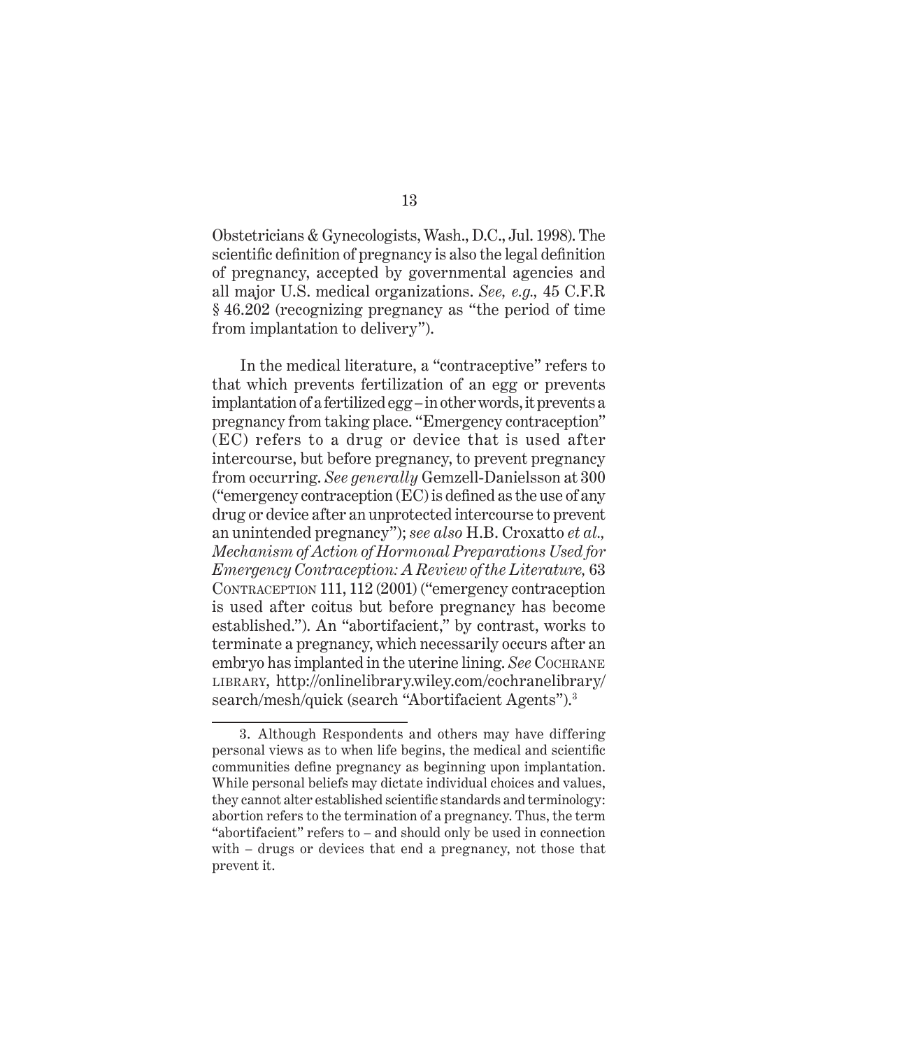Obstetricians & Gynecologists, Wash., D.C., Jul. 1998). The scientific definition of pregnancy is also the legal definition of pregnancy, accepted by governmental agencies and all major U.S. medical organizations. *See, e.g.,* 45 C.F.R § 46.202 (recognizing pregnancy as "the period of time from implantation to delivery").

In the medical literature, a "contraceptive" refers to that which prevents fertilization of an egg or prevents implantation of a fertilized egg – in other words, it prevents a pregnancy from taking place. "Emergency contraception" (EC) refers to a drug or device that is used after intercourse, but before pregnancy, to prevent pregnancy from occurring. *See generally* Gemzell-Danielsson at 300 ("emergency contraception (EC) is defined as the use of any drug or device after an unprotected intercourse to prevent an unintended pregnancy"); *see also* H.B. Croxatto *et al., Mechanism of Action of Hormonal Preparations Used for Emergency Contraception: A Review of the Literature,* 63 Contraception 111, 112 (2001) ("emergency contraception is used after coitus but before pregnancy has become established."). An "abortifacient," by contrast, works to terminate a pregnancy, which necessarily occurs after an embryo has implanted in the uterine lining. *See* Cochrane library, http://onlinelibrary.wiley.com/cochranelibrary/search/mesh/quick (search "Abortifacient Agents").[3]

---

3. Although Respondents and others may have differing personal views as to when life begins, the medical and scientific communities define pregnancy as beginning upon implantation. While personal beliefs may dictate individual choices and values, they cannot alter established scientific standards and terminology: abortion refers to the termination of a pregnancy. Thus, the term "abortifacient" refers to – and should only be used in connection with – drugs or devices that end a pregnancy, not those that prevent it.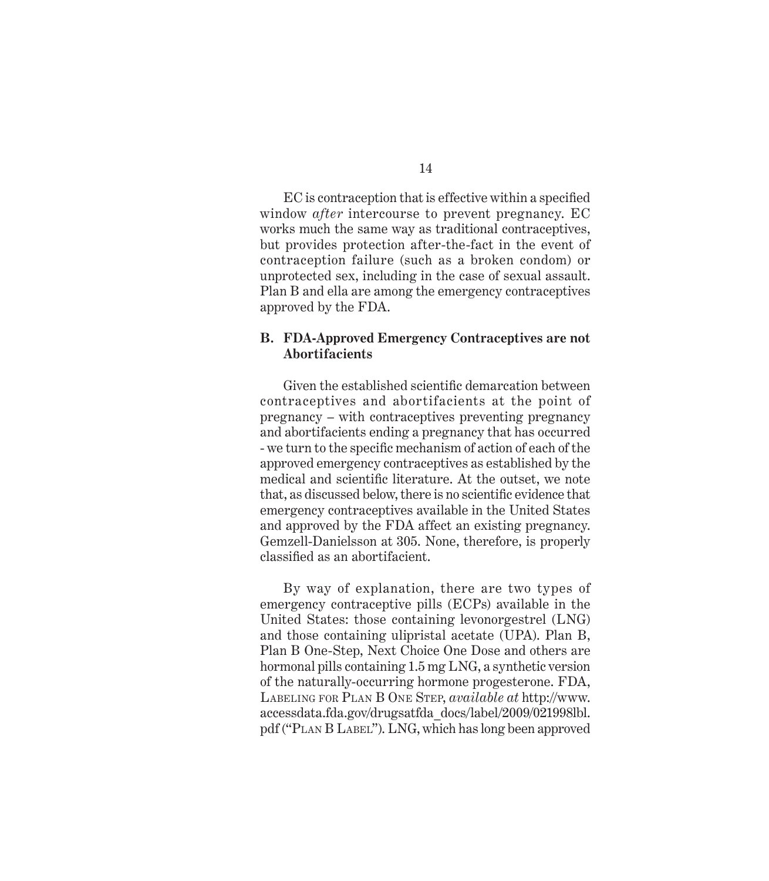EC is contraception that is effective within a specified window *after* intercourse to prevent pregnancy. EC works much the same way as traditional contraceptives, but provides protection after-the-fact in the event of contraception failure (such as a broken condom) or unprotected sex, including in the case of sexual assault. Plan B and ella are among the emergency contraceptives approved by the FDA.

### B. FDA-Approved Emergency Contraceptives are not Abortifacients

Given the established scientific demarcation between contraceptives and abortifacients at the point of pregnancy – with contraceptives preventing pregnancy and abortifacients ending a pregnancy that has occurred - we turn to the specific mechanism of action of each of the approved emergency contraceptives as established by the medical and scientific literature. At the outset, we note that, as discussed below, there is no scientific evidence that emergency contraceptives available in the United States and approved by the FDA affect an existing pregnancy. Gemzell-Danielsson at 305. None, therefore, is properly classified as an abortifacient.

By way of explanation, there are two types of emergency contraceptive pills (ECPs) available in the United States: those containing levonorgestrel (LNG) and those containing ulipristal acetate (UPA). Plan B, Plan B One-Step, Next Choice One Dose and others are hormonal pills containing 1.5 mg LNG, a synthetic version of the naturally-occurring hormone progesterone. FDA, Labeling for Plan B One Step, *available at* http://www.accessdata.fda.gov/drugsatfda_docs/label/2009/021998lbl.pdf ("Plan B Label"). LNG, which has long been approved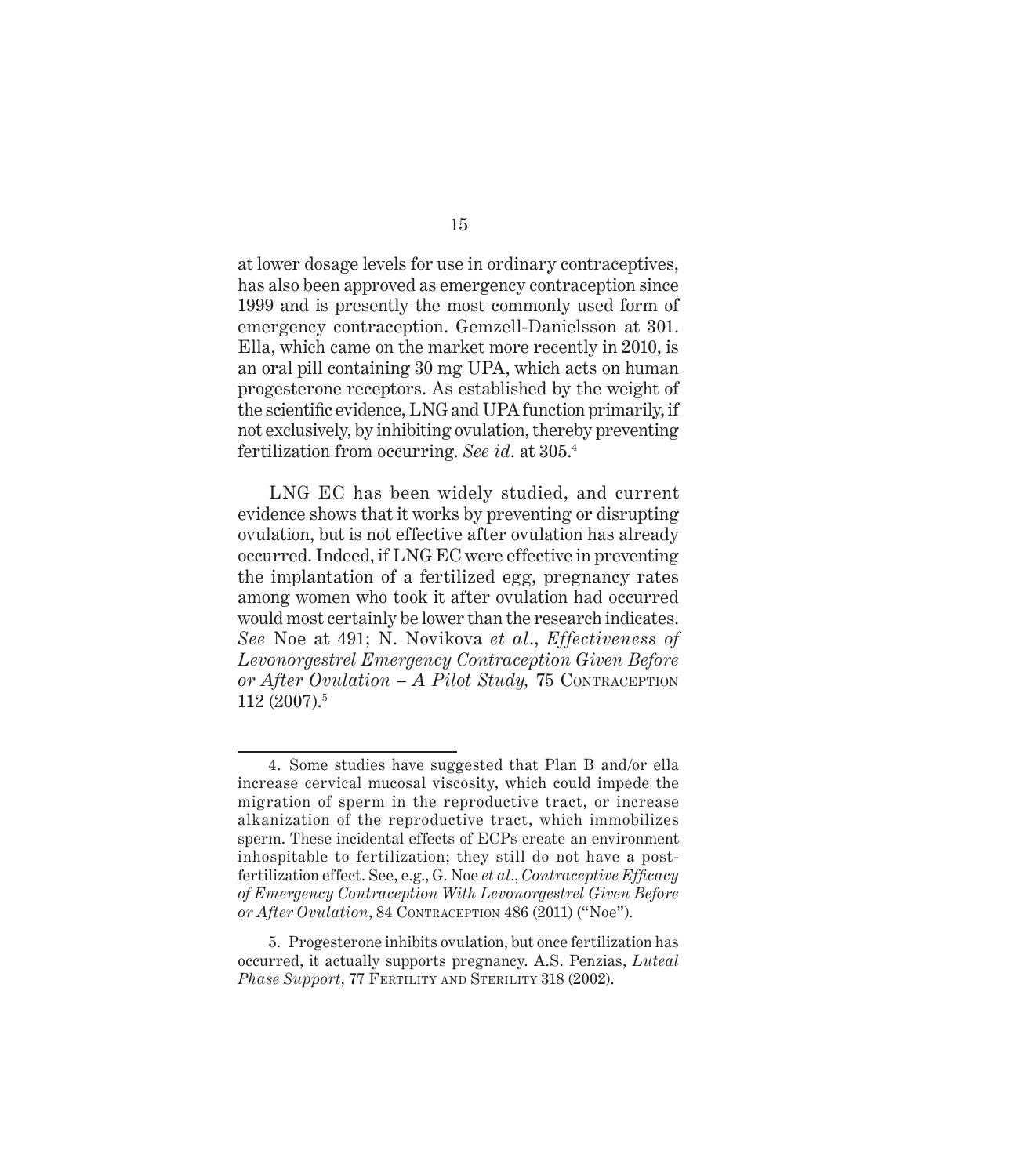at lower dosage levels for use in ordinary contraceptives, has also been approved as emergency contraception since 1999 and is presently the most commonly used form of emergency contraception. Gemzell-Danielsson at 301. Ella, which came on the market more recently in 2010, is an oral pill containing 30 mg UPA, which acts on human progesterone receptors. As established by the weight of the scientific evidence, LNG and UPA function primarily, if not exclusively, by inhibiting ovulation, thereby preventing fertilization from occurring. *See id.* at 305.[4]

LNG EC has been widely studied, and current evidence shows that it works by preventing or disrupting ovulation, but is not effective after ovulation has already occurred. Indeed, if LNG EC were effective in preventing the implantation of a fertilized egg, pregnancy rates among women who took it after ovulation had occurred would most certainly be lower than the research indicates. *See* Noe at 491; N. Novikova *et al.*, *Effectiveness of Levonorgestrel Emergency Contraception Given Before or After Ovulation – A Pilot Study,* 75 Contraception 112 (2007).[5]

---

4. Some studies have suggested that Plan B and/or ella increase cervical mucosal viscosity, which could impede the migration of sperm in the reproductive tract, or increase alkanization of the reproductive tract, which immobilizes sperm. These incidental effects of ECPs create an environment inhospitable to fertilization; they still do not have a post-fertilization effect. See, e.g., G. Noe *et al.*, *Contraceptive Efficacy of Emergency Contraception With Levonorgestrel Given Before or After Ovulation*, 84 Contraception 486 (2011) ("Noe").

5. Progesterone inhibits ovulation, but once fertilization has occurred, it actually supports pregnancy. A.S. Penzias, *Luteal Phase Support*, 77 Fertility and Sterility 318 (2002).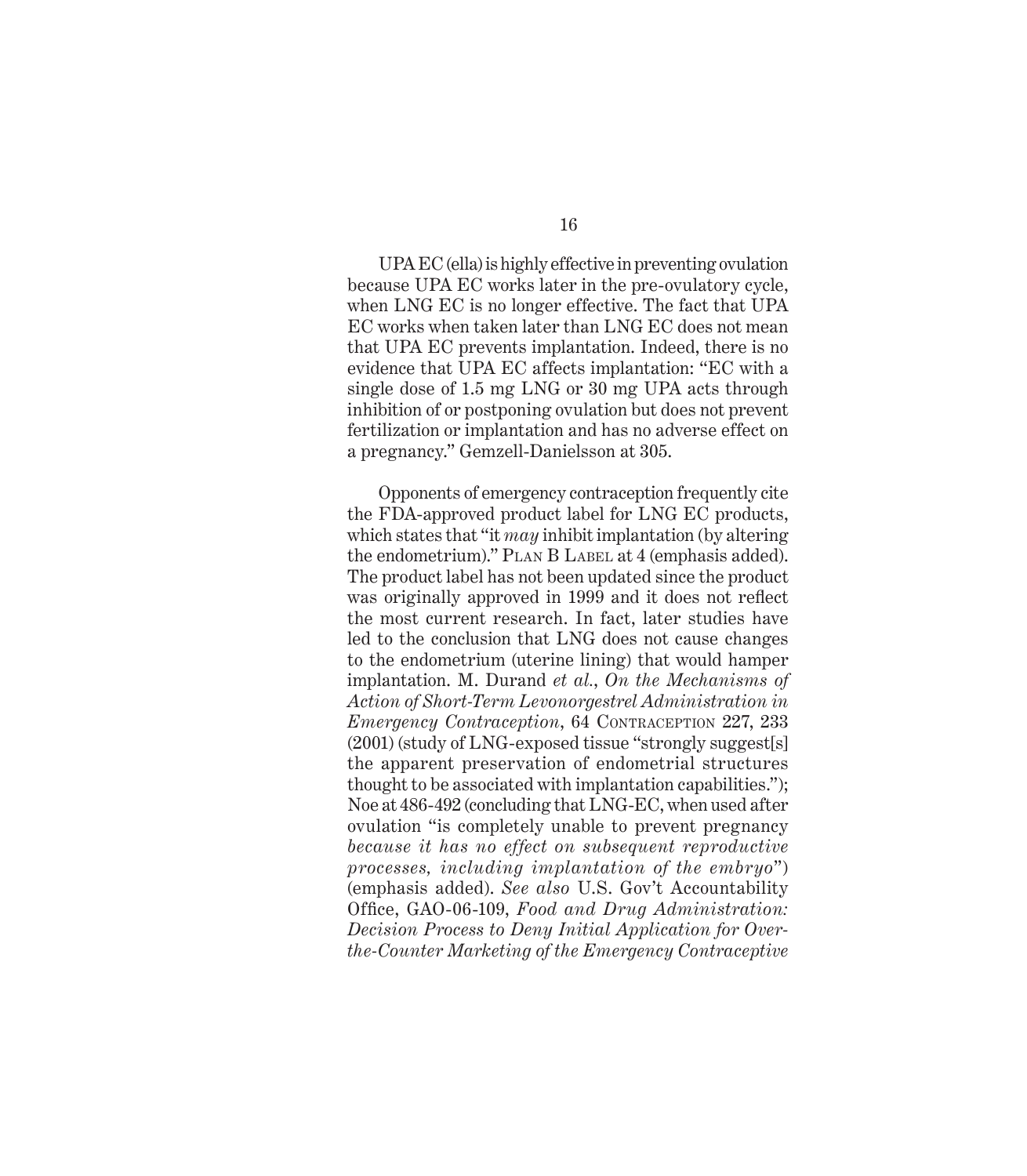UPA EC (ella) is highly effective in preventing ovulation because UPA EC works later in the pre-ovulatory cycle, when LNG EC is no longer effective. The fact that UPA EC works when taken later than LNG EC does not mean that UPA EC prevents implantation. Indeed, there is no evidence that UPA EC affects implantation: "EC with a single dose of 1.5 mg LNG or 30 mg UPA acts through inhibition of or postponing ovulation but does not prevent fertilization or implantation and has no adverse effect on a pregnancy." Gemzell-Danielsson at 305.

Opponents of emergency contraception frequently cite the FDA-approved product label for LNG EC products, which states that "it *may* inhibit implantation (by altering the endometrium)." Plan B Label at 4 (emphasis added). The product label has not been updated since the product was originally approved in 1999 and it does not reflect the most current research. In fact, later studies have led to the conclusion that LNG does not cause changes to the endometrium (uterine lining) that would hamper implantation. M. Durand *et al.*, *On the Mechanisms of Action of Short-Term Levonorgestrel Administration in Emergency Contraception*, 64 Contraception 227, 233 (2001) (study of LNG-exposed tissue "strongly suggest[s] the apparent preservation of endometrial structures thought to be associated with implantation capabilities."); Noe at 486-492 (concluding that LNG-EC, when used after ovulation "is completely unable to prevent pregnancy *because it has no effect on subsequent reproductive processes, including implantation of the embryo*") (emphasis added). *See also* U.S. Gov't Accountability Office, GAO-06-109, *Food and Drug Administration: Decision Process to Deny Initial Application for Over-the-Counter Marketing of the Emergency Contraceptive*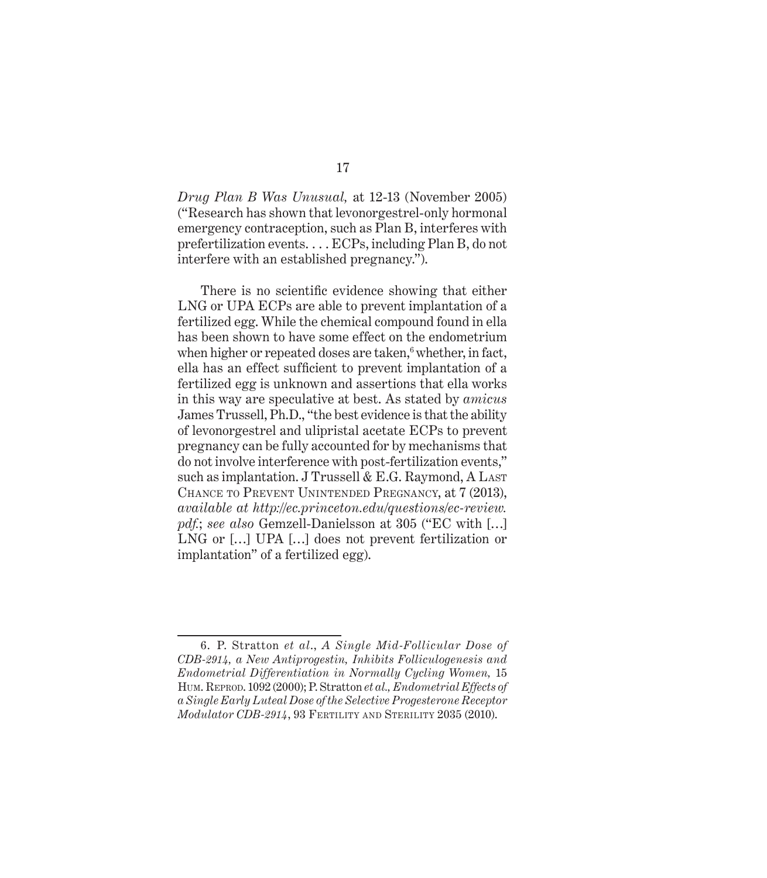*Drug Plan B Was Unusual,* at 12-13 (November 2005) ("Research has shown that levonorgestrel-only hormonal emergency contraception, such as Plan B, interferes with prefertilization events. . . . ECPs, including Plan B, do not interfere with an established pregnancy.").

There is no scientific evidence showing that either LNG or UPA ECPs are able to prevent implantation of a fertilized egg. While the chemical compound found in ella has been shown to have some effect on the endometrium when higher or repeated doses are taken,[6] whether, in fact, ella has an effect sufficient to prevent implantation of a fertilized egg is unknown and assertions that ella works in this way are speculative at best. As stated by *amicus* James Trussell, Ph.D., "the best evidence is that the ability of levonorgestrel and ulipristal acetate ECPs to prevent pregnancy can be fully accounted for by mechanisms that do not involve interference with post-fertilization events," such as implantation. J Trussell & E.G. Raymond, A Last Chance to Prevent Unintended Pregnancy, at 7 (2013), *available at http://ec.princeton.edu/questions/ec-review.pdf.*; *see also* Gemzell-Danielsson at 305 ("EC with […] LNG or […] UPA […] does not prevent fertilization or implantation" of a fertilized egg).

---

6. P. Stratton *et al.*, *A Single Mid-Follicular Dose of CDB-2914, a New Antiprogestin, Inhibits Folliculogenesis and Endometrial Differentiation in Normally Cycling Women,* 15 Hum. Reprod. 1092 (2000); P. Stratton *et al., Endometrial Effects of a Single Early Luteal Dose of the Selective Progesterone Receptor Modulator CDB-2914*, 93 Fertility and Sterility 2035 (2010).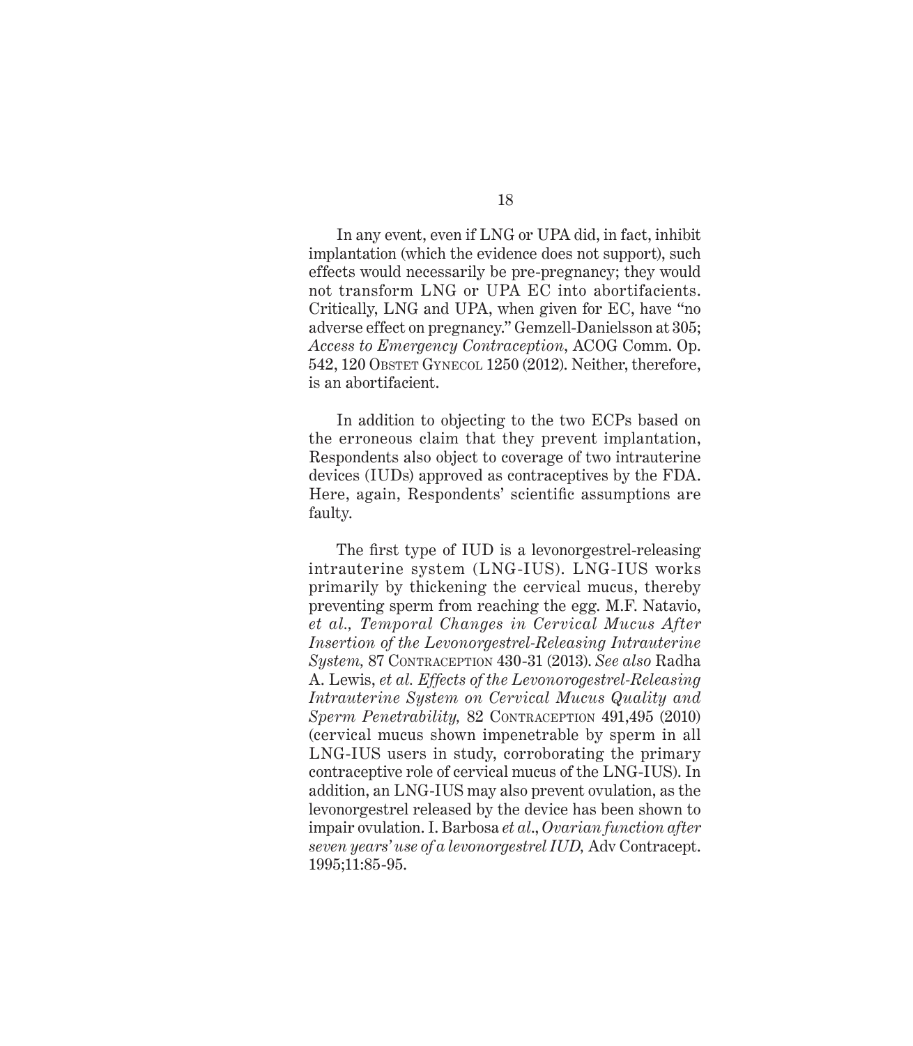In any event, even if LNG or UPA did, in fact, inhibit implantation (which the evidence does not support), such effects would necessarily be pre-pregnancy; they would not transform LNG or UPA EC into abortifacients. Critically, LNG and UPA, when given for EC, have "no adverse effect on pregnancy." Gemzell-Danielsson at 305; *Access to Emergency Contraception*, ACOG Comm. Op. 542, 120 OBSTET GYNECOL 1250 (2012). Neither, therefore, is an abortifacient.

In addition to objecting to the two ECPs based on the erroneous claim that they prevent implantation, Respondents also object to coverage of two intrauterine devices (IUDs) approved as contraceptives by the FDA. Here, again, Respondents' scientific assumptions are faulty.

The first type of IUD is a levonorgestrel-releasing intrauterine system (LNG-IUS). LNG-IUS works primarily by thickening the cervical mucus, thereby preventing sperm from reaching the egg. M.F. Natavio, *et al., Temporal Changes in Cervical Mucus After Insertion of the Levonorgestrel-Releasing Intrauterine System,* 87 CONTRACEPTION 430-31 (2013). *See also* Radha A. Lewis, *et al. Effects of the Levonorogestrel-Releasing Intrauterine System on Cervical Mucus Quality and Sperm Penetrability,* 82 CONTRACEPTION 491,495 (2010) (cervical mucus shown impenetrable by sperm in all LNG-IUS users in study, corroborating the primary contraceptive role of cervical mucus of the LNG-IUS). In addition, an LNG-IUS may also prevent ovulation, as the levonorgestrel released by the device has been shown to impair ovulation. I. Barbosa *et al., Ovarian function after seven years' use of a levonorgestrel IUD,* Adv Contracept. 1995;11:85-95.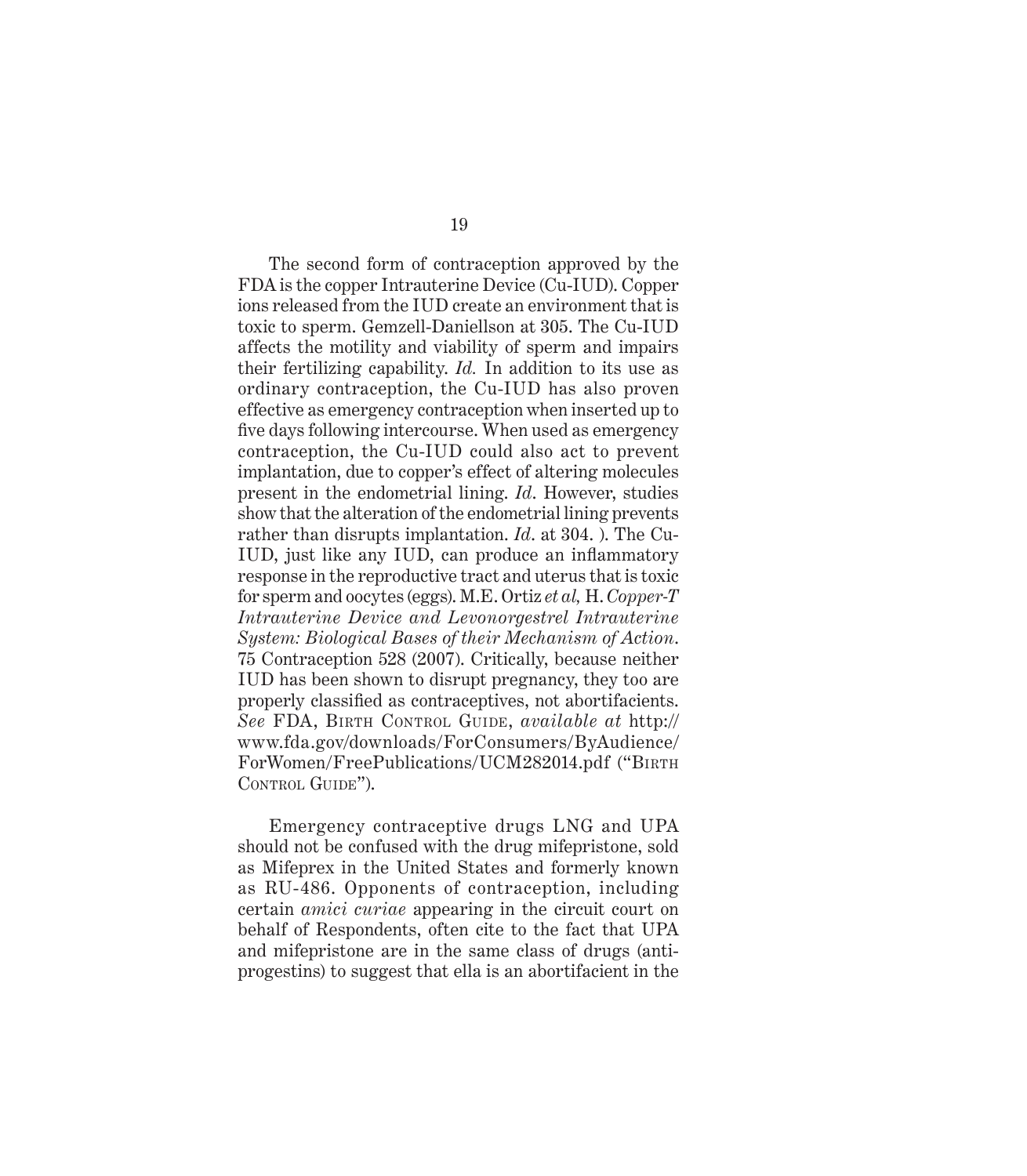The second form of contraception approved by the FDA is the copper Intrauterine Device (Cu-IUD). Copper ions released from the IUD create an environment that is toxic to sperm. Gemzell-Daniellson at 305. The Cu-IUD affects the motility and viability of sperm and impairs their fertilizing capability. *Id.* In addition to its use as ordinary contraception, the Cu-IUD has also proven effective as emergency contraception when inserted up to five days following intercourse. When used as emergency contraception, the Cu-IUD could also act to prevent implantation, due to copper's effect of altering molecules present in the endometrial lining. *Id*. However, studies show that the alteration of the endometrial lining prevents rather than disrupts implantation. *Id*. at 304. ). The Cu-IUD, just like any IUD, can produce an inflammatory response in the reproductive tract and uterus that is toxic for sperm and oocytes (eggs). M.E. Ortiz *et al,* H. *Copper-T Intrauterine Device and Levonorgestrel Intrauterine System: Biological Bases of their Mechanism of Action*. 75 Contraception 528 (2007). Critically, because neither IUD has been shown to disrupt pregnancy, they too are properly classified as contraceptives, not abortifacients. *See* FDA, Birth Control Guide, *available at* http://www.fda.gov/downloads/ForConsumers/ByAudience/ForWomen/FreePublications/UCM282014.pdf ("Birth Control Guide").

Emergency contraceptive drugs LNG and UPA should not be confused with the drug mifepristone, sold as Mifeprex in the United States and formerly known as RU-486. Opponents of contraception, including certain *amici curiae* appearing in the circuit court on behalf of Respondents, often cite to the fact that UPA and mifepristone are in the same class of drugs (anti-progestins) to suggest that ella is an abortifacient in the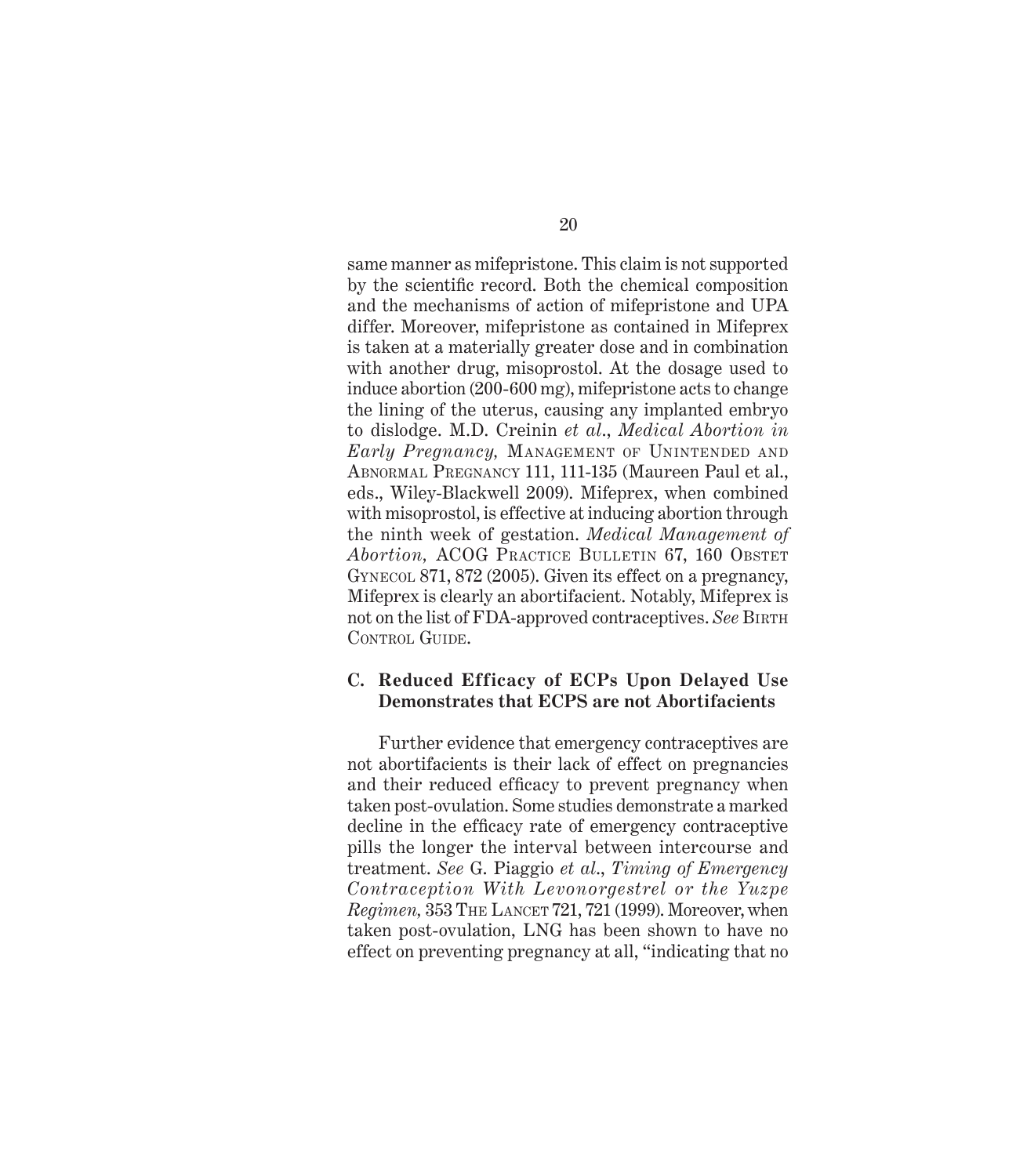same manner as mifepristone. This claim is not supported by the scientific record. Both the chemical composition and the mechanisms of action of mifepristone and UPA differ. Moreover, mifepristone as contained in Mifeprex is taken at a materially greater dose and in combination with another drug, misoprostol. At the dosage used to induce abortion (200-600 mg), mifepristone acts to change the lining of the uterus, causing any implanted embryo to dislodge. M.D. Creinin *et al.*, *Medical Abortion in Early Pregnancy,* Management of Unintended and Abnormal Pregnancy 111, 111-135 (Maureen Paul et al., eds., Wiley-Blackwell 2009). Mifeprex, when combined with misoprostol, is effective at inducing abortion through the ninth week of gestation. *Medical Management of Abortion,* ACOG Practice Bulletin 67, 160 Obstet Gynecol 871, 872 (2005). Given its effect on a pregnancy, Mifeprex is clearly an abortifacient. Notably, Mifeprex is not on the list of FDA-approved contraceptives. *See* Birth Control Guide.

### C. Reduced Efficacy of ECPs Upon Delayed Use Demonstrates that ECPS are not Abortifacients

Further evidence that emergency contraceptives are not abortifacients is their lack of effect on pregnancies and their reduced efficacy to prevent pregnancy when taken post-ovulation. Some studies demonstrate a marked decline in the efficacy rate of emergency contraceptive pills the longer the interval between intercourse and treatment. *See* G. Piaggio *et al.*, *Timing of Emergency Contraception With Levonorgestrel or the Yuzpe Regimen,* 353 The Lancet 721, 721 (1999). Moreover, when taken post-ovulation, LNG has been shown to have no effect on preventing pregnancy at all, "indicating that no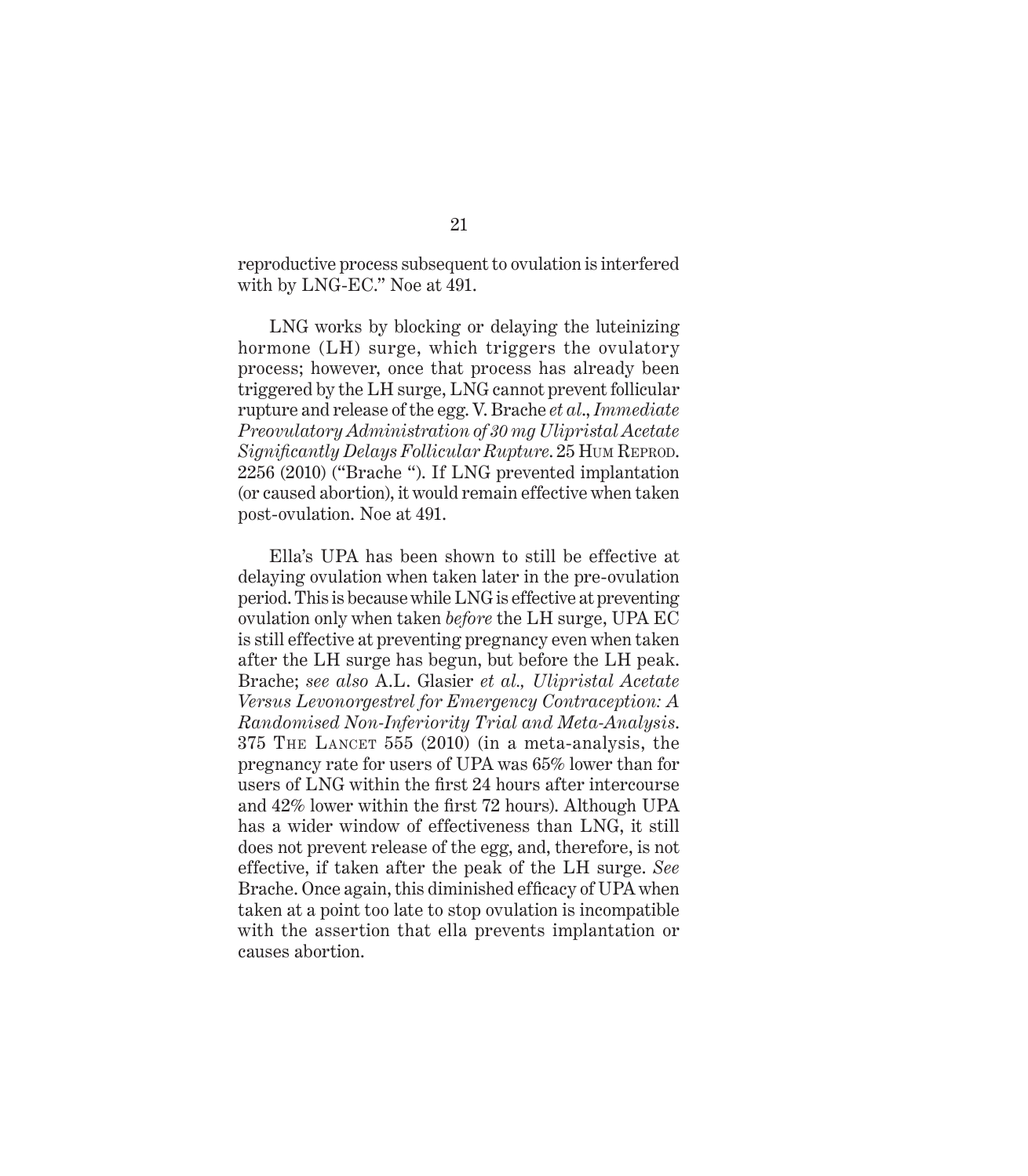reproductive process subsequent to ovulation is interfered with by LNG-EC." Noe at 491.

LNG works by blocking or delaying the luteinizing hormone (LH) surge, which triggers the ovulatory process; however, once that process has already been triggered by the LH surge, LNG cannot prevent follicular rupture and release of the egg. V. Brache *et al*., *Immediate Preovulatory Administration of 30 mg Ulipristal Acetate Significantly Delays Follicular Rupture*. 25 Hum Reprod. 2256 (2010) ("Brache "). If LNG prevented implantation (or caused abortion), it would remain effective when taken post-ovulation. Noe at 491.

Ella's UPA has been shown to still be effective at delaying ovulation when taken later in the pre-ovulation period. This is because while LNG is effective at preventing ovulation only when taken *before* the LH surge, UPA EC is still effective at preventing pregnancy even when taken after the LH surge has begun, but before the LH peak. Brache; *see also* A.L. Glasier *et al., Ulipristal Acetate Versus Levonorgestrel for Emergency Contraception: A Randomised Non-Inferiority Trial and Meta-Analysis.* 375 The Lancet 555 (2010) (in a meta-analysis, the pregnancy rate for users of UPA was 65% lower than for users of LNG within the first 24 hours after intercourse and 42% lower within the first 72 hours). Although UPA has a wider window of effectiveness than LNG, it still does not prevent release of the egg, and, therefore, is not effective, if taken after the peak of the LH surge. *See* Brache. Once again, this diminished efficacy of UPA when taken at a point too late to stop ovulation is incompatible with the assertion that ella prevents implantation or causes abortion.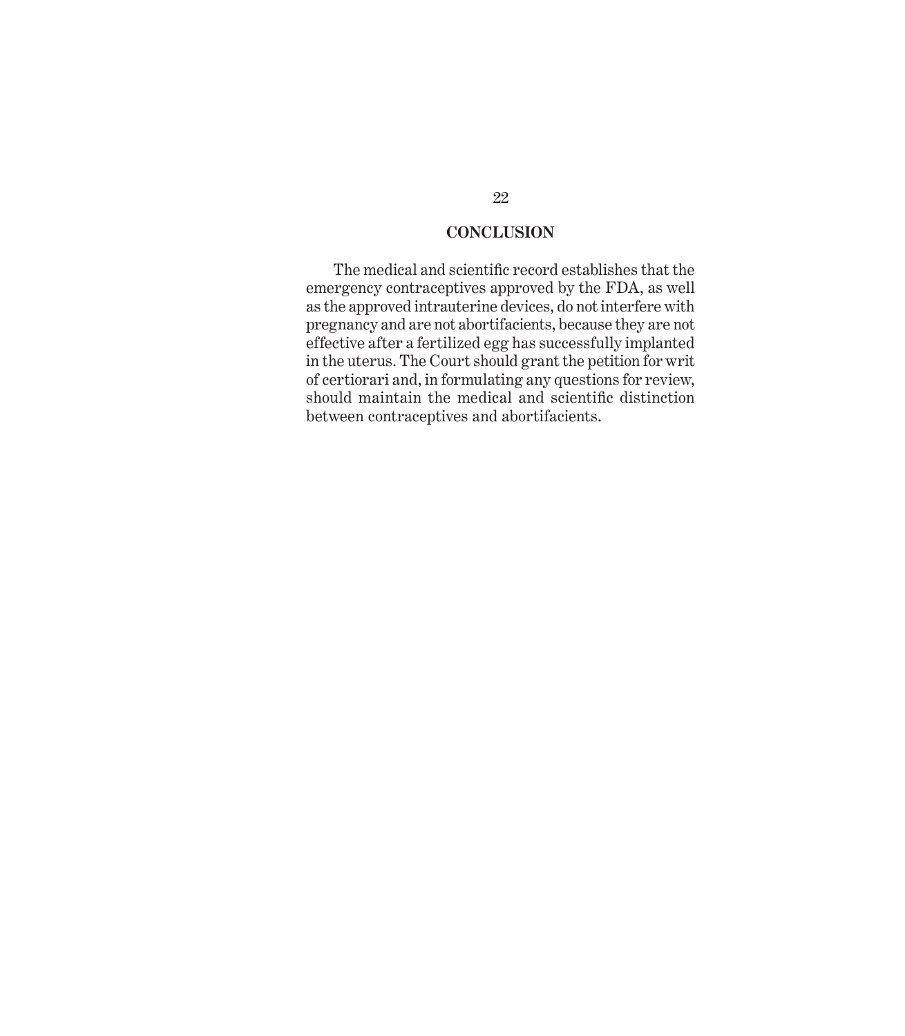## CONCLUSION

The medical and scientific record establishes that the emergency contraceptives approved by the FDA, as well as the approved intrauterine devices, do not interfere with pregnancy and are not abortifacients, because they are not effective after a fertilized egg has successfully implanted in the uterus. The Court should grant the petition for writ of certiorari and, in formulating any questions for review, should maintain the medical and scientific distinction between contraceptives and abortifacients.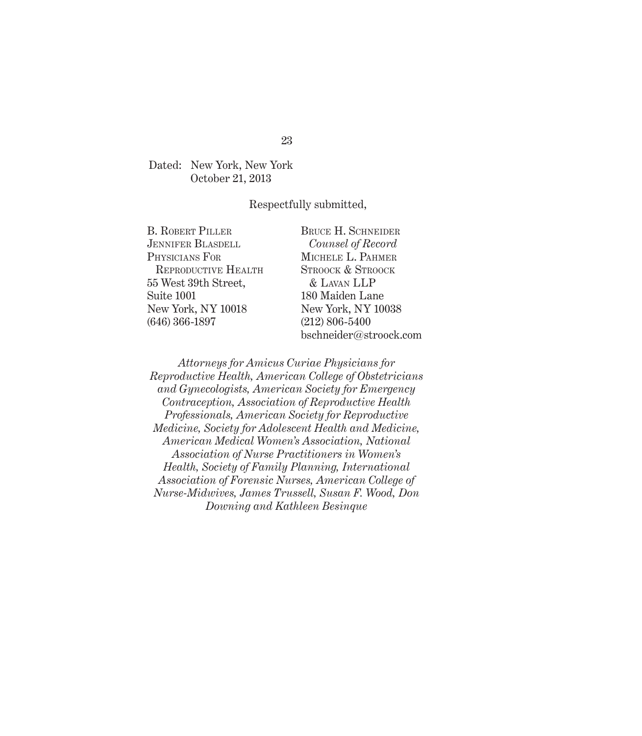Dated: New York, New York
October 21, 2013

Respectfully submitted,

B. Robert Piller
Jennifer Blasdell
Physicians For Reproductive Health
55 West 39th Street,
Suite 1001
New York, NY 10018
(646) 366-1897

Bruce H. Schneider
*Counsel of Record*
Michele L. Pahmer
Stroock & Stroock & Lavan LLP
180 Maiden Lane
New York, NY 10038
(212) 806-5400
bschneider@stroock.com

*Attorneys for Amicus Curiae Physicians for Reproductive Health, American College of Obstetricians and Gynecologists, American Society for Emergency Contraception, Association of Reproductive Health Professionals, American Society for Reproductive Medicine, Society for Adolescent Health and Medicine, American Medical Women's Association, National Association of Nurse Practitioners in Women's Health, Society of Family Planning, International Association of Forensic Nurses, American College of Nurse-Midwives, James Trussell, Susan F. Wood, Don Downing and Kathleen Besinque*